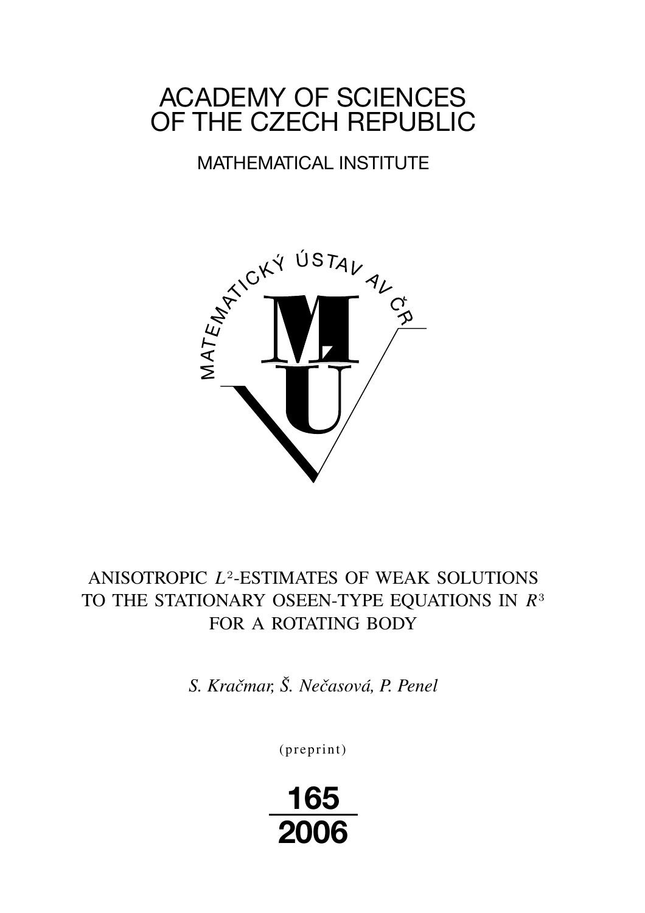# ACADEMY OF SCIENCES OF THE CZECH REPUBLIC

## MATHEMATICAL INSTITUTE

MATEMATICKÝ ÚSTAV AV ČR

## ANISOTROPIC $L^2$-ESTIMATES OF WEAK SOLUTIONS TO THE STATIONARY OSEEN-TYPE EQUATIONS IN $R^3$ FOR A ROTATING BODY

*S. Kračmar, Š. Nečasová, P. Penel*

(preprint)

**165**

**2006**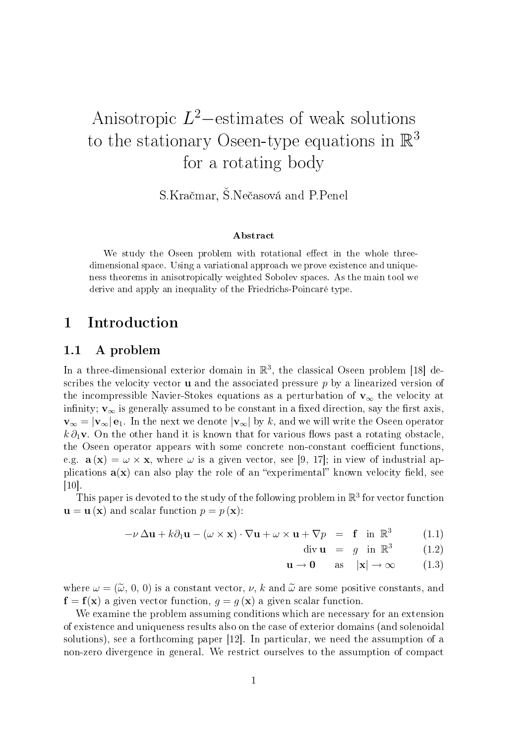# Anisotropic $L^2$−estimates of weak solutions to the stationary Oseen-type equations in $\mathbb{R}^3$ for a rotating body

S.Kračmar, Š.Nečasová and P.Penel

### Abstract

We study the Oseen problem with rotational effect in the whole three-dimensional space. Using a variational approach we prove existence and uniqueness theorems in anisotropically weighted Sobolev spaces. As the main tool we derive and apply an inequality of the Friedrichs-Poincaré type.

## 1 Introduction

### 1.1 A problem

In a three-dimensional exterior domain in $\mathbb{R}^3$, the classical Oseen problem [18] describes the velocity vector $\mathbf{u}$ and the associated pressure $p$ by a linearized version of the incompressible Navier-Stokes equations as a perturbation of $\mathbf{v}_\infty$ the velocity at infinity; $\mathbf{v}_\infty$ is generally assumed to be constant in a fixed direction, say the first axis, $\mathbf{v}_\infty = |\mathbf{v}_\infty|\,\mathbf{e}_1$. In the next we denote $|\mathbf{v}_\infty|$ by $k$, and we will write the Oseen operator $k\,\partial_1\mathbf{v}$. On the other hand it is known that for various flows past a rotating obstacle, the Oseen operator appears with some concrete non-constant coefficient functions, e.g. $\mathbf{a}(\mathbf{x}) = \omega \times \mathbf{x}$, where $\omega$ is a given vector, see [9, 17]; in view of industrial applications $\mathbf{a}(\mathbf{x})$ can also play the role of an "experimental" known velocity field, see [10].

This paper is devoted to the study of the following problem in $\mathbb{R}^3$ for vector function $\mathbf{u} = \mathbf{u}(\mathbf{x})$ and scalar function $p = p(\mathbf{x})$:

$$
\begin{aligned}
-\nu\,\Delta\mathbf{u} + k\partial_1\mathbf{u} - (\omega \times \mathbf{x})\cdot\nabla\mathbf{u} + \omega \times \mathbf{u} + \nabla p &= \mathbf{f} \quad \text{in } \mathbb{R}^3 && (1.1)\\
\operatorname{div}\mathbf{u} &= g \quad \text{in } \mathbb{R}^3 && (1.2)\\
\mathbf{u} \to \mathbf{0} \quad &\text{as} \quad |\mathbf{x}| \to \infty && (1.3)
\end{aligned}
$$

where $\omega = (\widetilde{\omega},\, 0,\, 0)$ is a constant vector, $\nu$, $k$ and $\widetilde{\omega}$ are some positive constants, and $\mathbf{f} = \mathbf{f}(\mathbf{x})$ a given vector function, $g = g(\mathbf{x})$ a given scalar function.

We examine the problem assuming conditions which are necessary for an extension of existence and uniqueness results also on the case of exterior domains (and solenoidal solutions), see a forthcoming paper [12]. In particular, we need the assumption of a non-zero divergence in general. We restrict ourselves to the assumption of compact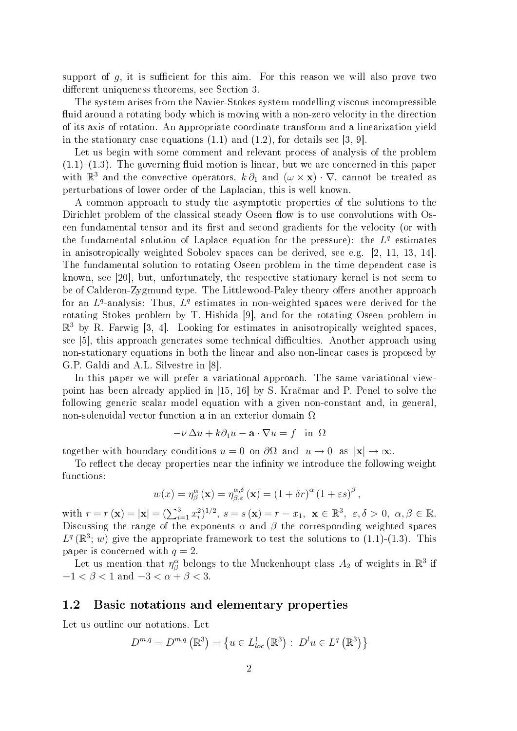support of $g$, it is sufficient for this aim. For this reason we will also prove two different uniqueness theorems, see Section 3.

The system arises from the Navier-Stokes system modelling viscous incompressible fluid around a rotating body which is moving with a non-zero velocity in the direction of its axis of rotation. An appropriate coordinate transform and a linearization yield in the stationary case equations (1.1) and (1.2), for details see [3, 9].

Let us begin with some comment and relevant process of analysis of the problem (1.1)–(1.3). The governing fluid motion is linear, but we are concerned in this paper with $\mathbb{R}^3$ and the convective operators, $k\,\partial_1$ and $(\omega \times \mathbf{x}) \cdot \nabla$, cannot be treated as perturbations of lower order of the Laplacian, this is well known.

A common approach to study the asymptotic properties of the solutions to the Dirichlet problem of the classical steady Oseen flow is to use convolutions with Oseen fundamental tensor and its first and second gradients for the velocity (or with the fundamental solution of Laplace equation for the pressure): the $L^q$ estimates in anisotropically weighted Sobolev spaces can be derived, see e.g. [2, 11, 13, 14]. The fundamental solution to rotating Oseen problem in the time dependent case is known, see [20], but, unfortunately, the respective stationary kernel is not seem to be of Calderon-Zygmund type. The Littlewood-Paley theory offers another approach for an $L^q$-analysis: Thus, $L^q$ estimates in non-weighted spaces were derived for the rotating Stokes problem by T. Hishida [9], and for the rotating Oseen problem in $\mathbb{R}^3$ by R. Farwig [3, 4]. Looking for estimates in anisotropically weighted spaces, see [5], this approach generates some technical difficulties. Another approach using non-stationary equations in both the linear and also non-linear cases is proposed by G.P. Galdi and A.L. Silvestre in [8].

In this paper we will prefer a variational approach. The same variational viewpoint has been already applied in [15, 16] by S. Kračmar and P. Penel to solve the following generic scalar model equation with a given non-constant and, in general, non-solenoidal vector function $\mathbf{a}$ in an exterior domain $\Omega$

$$-\nu\,\Delta u + k\partial_1 u - \mathbf{a} \cdot \nabla u = f \quad \text{in } \Omega$$

together with boundary conditions $u = 0$ on $\partial\Omega$ and $u \to 0$ as $|\mathbf{x}| \to \infty$.

To reflect the decay properties near the infinity we introduce the following weight functions:

$$w(x) = \eta^{\alpha}_{\beta}\left(\mathbf{x}\right) = \eta^{\alpha,\delta}_{\beta,\varepsilon}\left(\mathbf{x}\right) = \left(1+\delta r\right)^{\alpha}\left(1+\varepsilon s\right)^{\beta},$$

with $r = r\left(\mathbf{x}\right) = |\mathbf{x}| = (\sum_{i=1}^{3} x_i^2)^{1/2}$, $s = s\left(\mathbf{x}\right) = r - x_1$, $\mathbf{x} \in \mathbb{R}^3$, $\varepsilon, \delta > 0$, $\alpha, \beta \in \mathbb{R}$. Discussing the range of the exponents $\alpha$ and $\beta$ the corresponding weighted spaces $L^q\left(\mathbb{R}^3; w\right)$ give the appropriate framework to test the solutions to (1.1)-(1.3). This paper is concerned with $q = 2$.

Let us mention that $\eta^{\alpha}_{\beta}$ belongs to the Muckenhoupt class $A_2$ of weights in $\mathbb{R}^3$ if $-1 < \beta < 1$ and $-3 < \alpha + \beta < 3$.

## 1.2 Basic notations and elementary properties

Let us outline our notations. Let

$$D^{m,q} = D^{m,q}\left(\mathbb{R}^3\right) = \left\{u \in L^1_{loc}\left(\mathbb{R}^3\right) : \; D^l u \in L^q\left(\mathbb{R}^3\right)\right\}$$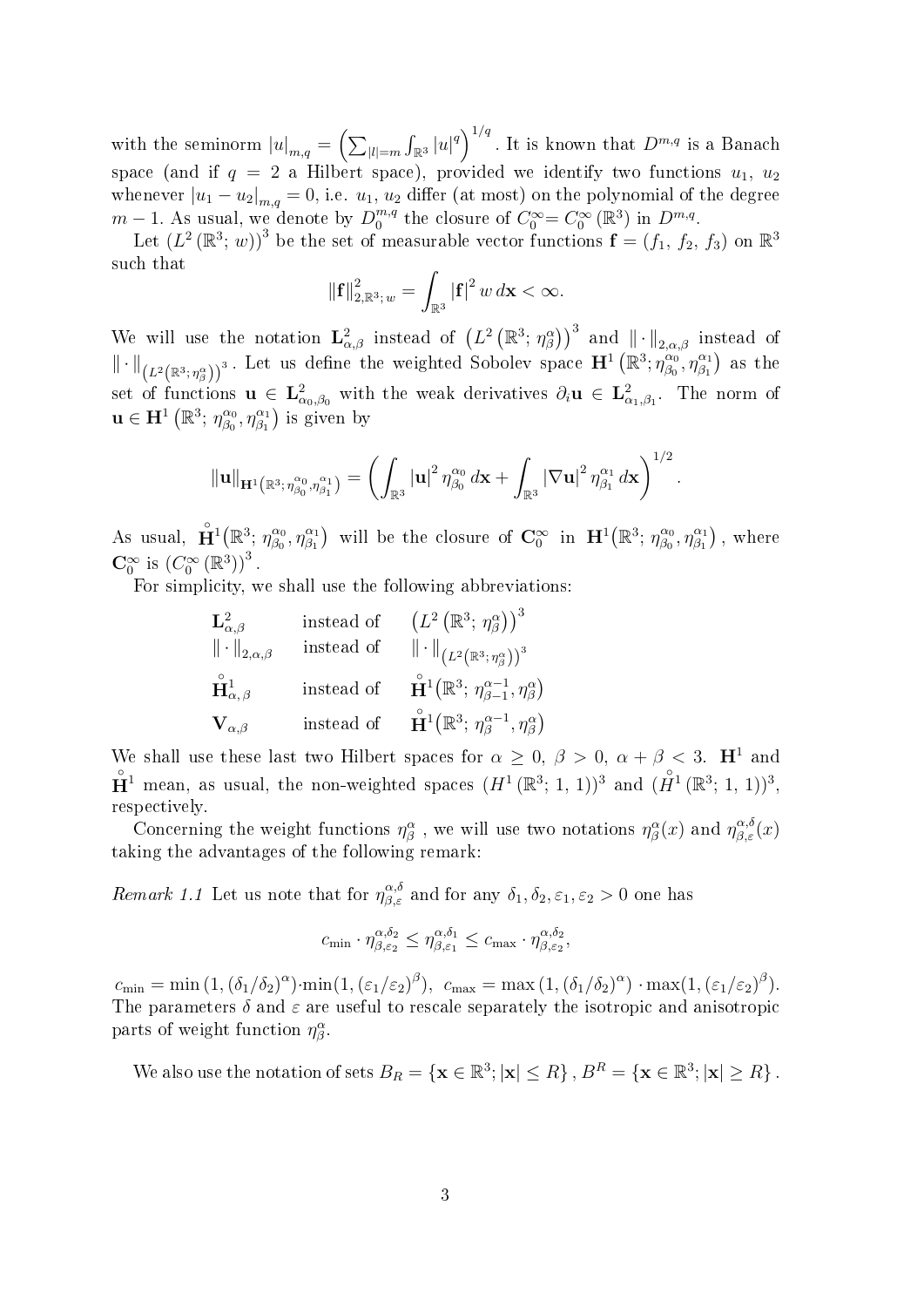with the seminorm $|u|_{m,q} = \left(\sum_{|l|=m} \int_{\mathbb{R}^3} |u|^q\right)^{1/q}$. It is known that $D^{m,q}$ is a Banach space (and if $q = 2$ a Hilbert space), provided we identify two functions $u_1$, $u_2$ whenever $|u_1 - u_2|_{m,q} = 0$, i.e. $u_1$, $u_2$ differ (at most) on the polynomial of the degree $m-1$. As usual, we denote by $D_0^{m,q}$ the closure of $C_0^\infty = C_0^\infty(\mathbb{R}^3)$ in $D^{m,q}$.

Let $(L^2(\mathbb{R}^3; w))^3$ be the set of measurable vector functions $\mathbf{f} = (f_1, f_2, f_3)$ on $\mathbb{R}^3$ such that

$$\|\mathbf{f}\|^2_{2,\mathbb{R}^3;\,w} = \int_{\mathbb{R}^3} |\mathbf{f}|^2 \, w \, d\mathbf{x} < \infty.$$

We will use the notation $\mathbf{L}^2_{\alpha,\beta}$ instead of $\left(L^2\left(\mathbb{R}^3;\, \eta^\alpha_\beta\right)\right)^3$ and $\|\cdot\|_{2,\alpha,\beta}$ instead of $\|\cdot\|_{\left(L^2\left(\mathbb{R}^3;\,\eta^\alpha_\beta\right)\right)^3}$. Let us define the weighted Sobolev space $\mathbf{H}^1\left(\mathbb{R}^3;\, \eta^{\alpha_0}_{\beta_0}, \eta^{\alpha_1}_{\beta_1}\right)$ as the set of functions $\mathbf{u} \in \mathbf{L}^2_{\alpha_0,\beta_0}$ with the weak derivatives $\partial_i \mathbf{u} \in \mathbf{L}^2_{\alpha_1,\beta_1}$. The norm of $\mathbf{u} \in \mathbf{H}^1\left(\mathbb{R}^3;\, \eta^{\alpha_0}_{\beta_0}, \eta^{\alpha_1}_{\beta_1}\right)$ is given by

$$\|\mathbf{u}\|_{\mathbf{H}^1\left(\mathbb{R}^3;\,\eta^{\alpha_0}_{\beta_0},\eta^{\alpha_1}_{\beta_1}\right)} = \left(\int_{\mathbb{R}^3} |\mathbf{u}|^2 \, \eta^{\alpha_0}_{\beta_0} \, d\mathbf{x} + \int_{\mathbb{R}^3} |\nabla \mathbf{u}|^2 \, \eta^{\alpha_1}_{\beta_1} \, d\mathbf{x}\right)^{1/2}.$$

As usual, $\overset{\circ}{\mathbf{H}}{}^1\left(\mathbb{R}^3;\, \eta^{\alpha_0}_{\beta_0}, \eta^{\alpha_1}_{\beta_1}\right)$ will be the closure of $\mathbf{C}_0^\infty$ in $\mathbf{H}^1\left(\mathbb{R}^3;\, \eta^{\alpha_0}_{\beta_0}, \eta^{\alpha_1}_{\beta_1}\right)$, where $\mathbf{C}_0^\infty$ is $\left(C_0^\infty(\mathbb{R}^3)\right)^3$.

For simplicity, we shall use the following abbreviations:

| | | |
|---|---|---|
| $\mathbf{L}^2_{\alpha,\beta}$ | instead of | $\left(L^2\left(\mathbb{R}^3;\, \eta^\alpha_\beta\right)\right)^3$ |
| $\|\cdot\|_{2,\alpha,\beta}$ | instead of | $\|\cdot\|_{\left(L^2\left(\mathbb{R}^3;\,\eta^\alpha_\beta\right)\right)^3}$ |
| $\overset{\circ}{\mathbf{H}}{}^1_{\alpha,\,\beta}$ | instead of | $\overset{\circ}{\mathbf{H}}{}^1\left(\mathbb{R}^3;\, \eta^{\alpha-1}_{\beta-1}, \eta^\alpha_\beta\right)$ |
| $\mathbf{V}_{\alpha,\beta}$ | instead of | $\overset{\circ}{\mathbf{H}}{}^1\left(\mathbb{R}^3;\, \eta^{\alpha-1}_{\beta}, \eta^\alpha_\beta\right)$ |

We shall use these last two Hilbert spaces for $\alpha \geq 0$, $\beta > 0$, $\alpha + \beta < 3$. $\mathbf{H}^1$ and $\overset{\circ}{\mathbf{H}}{}^1$ mean, as usual, the non-weighted spaces $(H^1(\mathbb{R}^3;\, 1,\, 1))^3$ and $(\overset{\circ}{H}{}^1(\mathbb{R}^3;\, 1,\, 1))^3$, respectively.

Concerning the weight functions $\eta^\alpha_\beta$, we will use two notations $\eta^\alpha_\beta(x)$ and $\eta^{\alpha,\delta}_{\beta,\varepsilon}(x)$ taking the advantages of the following remark:

*Remark 1.1* Let us note that for $\eta^{\alpha,\delta}_{\beta,\varepsilon}$ and for any $\delta_1, \delta_2, \varepsilon_1, \varepsilon_2 > 0$ one has

$$c_{\min} \cdot \eta^{\alpha,\delta_2}_{\beta,\varepsilon_2} \leq \eta^{\alpha,\delta_1}_{\beta,\varepsilon_1} \leq c_{\max} \cdot \eta^{\alpha,\delta_2}_{\beta,\varepsilon_2},$$

$c_{\min} = \min\left(1, (\delta_1/\delta_2)^\alpha\right) \cdot \min(1, (\varepsilon_1/\varepsilon_2)^\beta)$, $c_{\max} = \max\left(1, (\delta_1/\delta_2)^\alpha\right) \cdot \max(1, (\varepsilon_1/\varepsilon_2)^\beta)$. The parameters $\delta$ and $\varepsilon$ are useful to rescale separately the isotropic and anisotropic parts of weight function $\eta^\alpha_\beta$.

We also use the notation of sets $B_R = \{\mathbf{x} \in \mathbb{R}^3; |\mathbf{x}| \leq R\}$, $B^R = \{\mathbf{x} \in \mathbb{R}^3; |\mathbf{x}| \geq R\}$.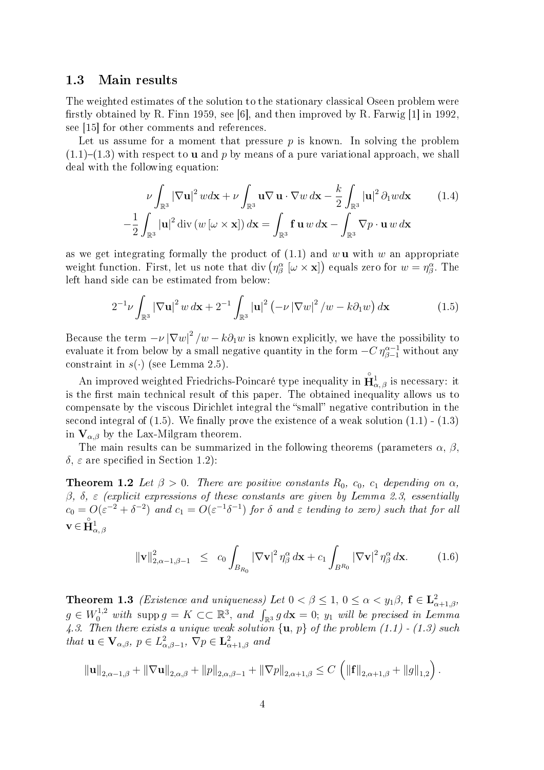### 1.3 Main results

The weighted estimates of the solution to the stationary classical Oseen problem were firstly obtained by R. Finn 1959, see [6], and then improved by R. Farwig [1] in 1992, see [15] for other comments and references.

Let us assume for a moment that pressure $p$ is known. In solving the problem (1.1)–(1.3) with respect to $\mathbf{u}$ and $p$ by means of a pure variational approach, we shall deal with the following equation:

$$
\begin{aligned}
\nu \int_{\mathbb{R}^3} |\nabla \mathbf{u}|^2 \, w d\mathbf{x} + \nu \int_{\mathbb{R}^3} \mathbf{u} \nabla \, \mathbf{u} \cdot \nabla w \, d\mathbf{x} - \frac{k}{2} \int_{\mathbb{R}^3} |\mathbf{u}|^2 \, \partial_1 w d\mathbf{x} \qquad (1.4)\\
-\frac{1}{2} \int_{\mathbb{R}^3} |\mathbf{u}|^2 \operatorname{div} (w \, [\omega \times \mathbf{x}]) \, d\mathbf{x} = \int_{\mathbb{R}^3} \mathbf{f} \, \mathbf{u} \, w \, d\mathbf{x} - \int_{\mathbb{R}^3} \nabla p \cdot \mathbf{u} \, w \, d\mathbf{x}
\end{aligned}
$$

as we get integrating formally the product of (1.1) and $w \, \mathbf{u}$ with $w$ an appropriate weight function. First, let us note that $\operatorname{div} \left( \eta_\beta^\alpha \, [\omega \times \mathbf{x}] \right)$ equals zero for $w = \eta_\beta^\alpha$. The left hand side can be estimated from below:

$$
2^{-1} \nu \int_{\mathbb{R}^3} |\nabla \mathbf{u}|^2 \, w \, d\mathbf{x} + 2^{-1} \int_{\mathbb{R}^3} |\mathbf{u}|^2 \left( -\nu \, |\nabla w|^2 / w - k \partial_1 w \right) d\mathbf{x} \qquad (1.5)
$$

Because the term $-\nu \, |\nabla w|^2 / w - k \partial_1 w$ is known explicitly, we have the possibility to evaluate it from below by a small negative quantity in the form $-C \, \eta_{\beta-1}^{\alpha-1}$ without any constraint in $s(\cdot)$ (see Lemma 2.5).

An improved weighted Friedrichs-Poincaré type inequality in $\overset{\circ}{\mathbf{H}}{}^1_{\alpha,\beta}$ is necessary: it is the first main technical result of this paper. The obtained inequality allows us to compensate by the viscous Dirichlet integral the "small" negative contribution in the second integral of (1.5). We finally prove the existence of a weak solution (1.1) - (1.3) in $\mathbf{V}_{\alpha,\beta}$ by the Lax-Milgram theorem.

The main results can be summarized in the following theorems (parameters $\alpha$, $\beta$, $\delta$, $\varepsilon$ are specified in Section 1.2):

**Theorem 1.2** *Let $\beta > 0$. There are positive constants $R_0$, $c_0$, $c_1$ depending on $\alpha$, $\beta$, $\delta$, $\varepsilon$ (explicit expressions of these constants are given by Lemma 2.3, essentially $c_0 = O(\varepsilon^{-2} + \delta^{-2})$ and $c_1 = O(\varepsilon^{-1}\delta^{-1})$ for $\delta$ and $\varepsilon$ tending to zero) such that for all $\mathbf{v} \in \overset{\circ}{\mathbf{H}}{}^1_{\alpha,\beta}$*

$$
\|\mathbf{v}\|^2_{2,\alpha-1,\beta-1} \;\; \leq \;\; c_0 \int_{B_{R_0}} |\nabla \mathbf{v}|^2 \, \eta_\beta^\alpha \, d\mathbf{x} + c_1 \int_{B^{R_0}} |\nabla \mathbf{v}|^2 \, \eta_\beta^\alpha \, d\mathbf{x}. \qquad (1.6)
$$

**Theorem 1.3** *(Existence and uniqueness) Let $0 < \beta \leq 1$, $0 \leq \alpha < y_1 \beta$, $\mathbf{f} \in \mathbf{L}^2_{\alpha+1,\beta}$, $g \in W_0^{1,2}$ with $\operatorname{supp} g = K \subset\subset \mathbb{R}^3$, and $\int_{\mathbb{R}^3} g \, d\mathbf{x} = 0$; $y_1$ will be precised in Lemma 4.3. Then there exists a unique weak solution $\{\mathbf{u}, \, p\}$ of the problem (1.1) - (1.3) such that $\mathbf{u} \in \mathbf{V}_{\alpha,\beta}$, $p \in L^2_{\alpha,\beta-1}$, $\nabla p \in \mathbf{L}^2_{\alpha+1,\beta}$ and*

$$
\|\mathbf{u}\|_{2,\alpha-1,\beta} + \|\nabla \mathbf{u}\|_{2,\alpha,\beta} + \|p\|_{2,\alpha,\beta-1} + \|\nabla p\|_{2,\alpha+1,\beta} \leq C \left( \|\mathbf{f}\|_{2,\alpha+1,\beta} + \|g\|_{1,2} \right).
$$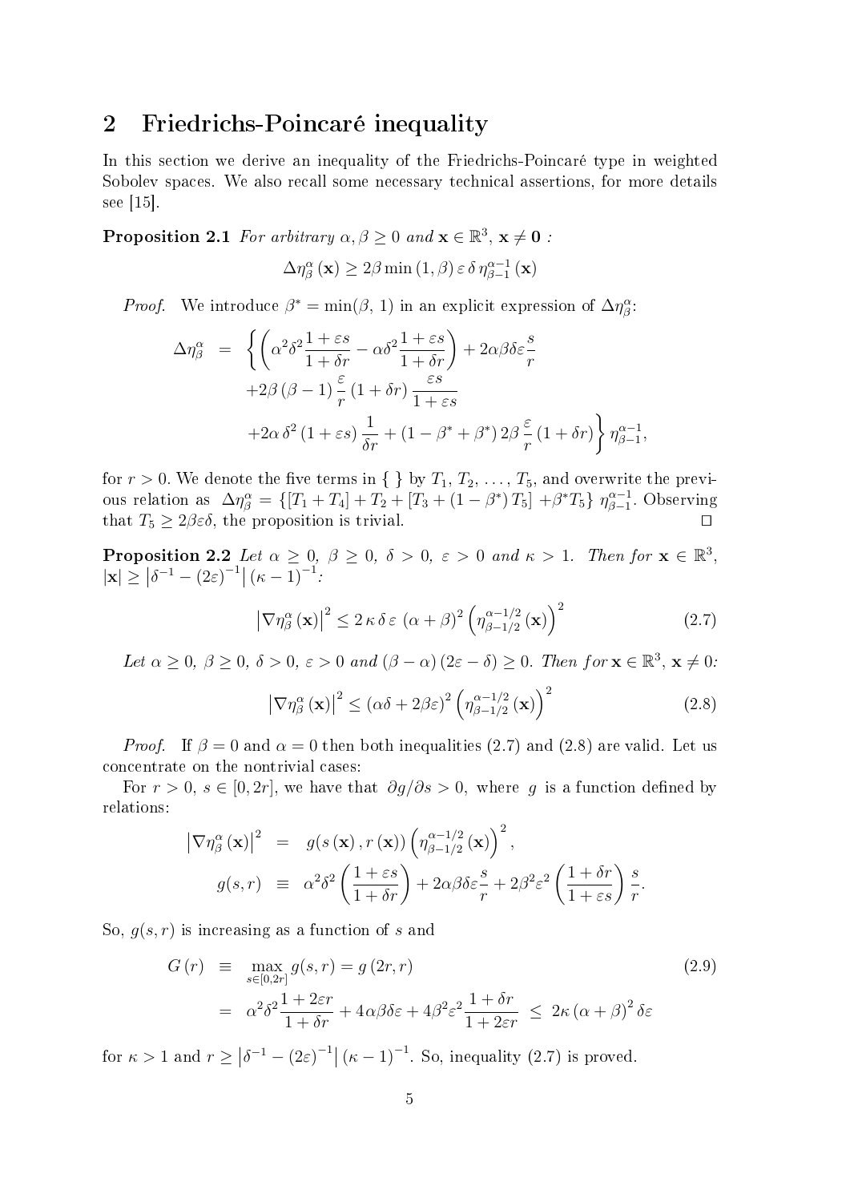## 2 Friedrichs-Poincaré inequality

In this section we derive an inequality of the Friedrichs-Poincaré type in weighted Sobolev spaces. We also recall some necessary technical assertions, for more details see [15].

**Proposition 2.1** *For arbitrary $\alpha, \beta \geq 0$ and $\mathbf{x} \in \mathbb{R}^3$, $\mathbf{x} \neq \mathbf{0}$ :*

$$\Delta \eta_\beta^\alpha (\mathbf{x}) \geq 2\beta \min(1, \beta)\, \varepsilon\, \delta\, \eta_{\beta-1}^{\alpha-1} (\mathbf{x})$$

*Proof.* We introduce $\beta^* = \min(\beta,\, 1)$ in an explicit expression of $\Delta \eta_\beta^\alpha$:

$$\begin{aligned}
\Delta \eta_\beta^\alpha \;=\; & \left\{ \left( \alpha^2 \delta^2 \frac{1+\varepsilon s}{1+\delta r} - \alpha \delta^2 \frac{1+\varepsilon s}{1+\delta r} \right) + 2\alpha\beta\delta\varepsilon \frac{s}{r} \right. \\
& + 2\beta(\beta-1) \frac{\varepsilon}{r} (1+\delta r) \frac{\varepsilon s}{1+\varepsilon s} \\
& \left. + 2\alpha\, \delta^2 (1+\varepsilon s) \frac{1}{\delta r} + (1-\beta^*+\beta^*)\, 2\beta \frac{\varepsilon}{r} (1+\delta r) \right\} \eta_{\beta-1}^{\alpha-1},
\end{aligned}$$

for $r > 0$. We denote the five terms in { } by $T_1, T_2, \ldots, T_5$, and overwrite the previous relation as $\Delta \eta_\beta^\alpha = \{[T_1 + T_4] + T_2 + [T_3 + (1-\beta^*)\, T_5] + \beta^* T_5\}\; \eta_{\beta-1}^{\alpha-1}$. Observing that $T_5 \geq 2\beta\varepsilon\delta$, the proposition is trivial. □

**Proposition 2.2** *Let $\alpha \geq 0$, $\beta \geq 0$, $\delta > 0$, $\varepsilon > 0$ and $\kappa > 1$. Then for $\mathbf{x} \in \mathbb{R}^3$, $|\mathbf{x}| \geq \left|\delta^{-1} - (2\varepsilon)^{-1}\right| (\kappa - 1)^{-1}$:*

$$\left|\nabla \eta_\beta^\alpha (\mathbf{x})\right|^2 \leq 2\,\kappa\,\delta\,\varepsilon\; (\alpha+\beta)^2 \left(\eta_{\beta-1/2}^{\alpha-1/2} (\mathbf{x})\right)^2 \tag{2.7}$$

*Let $\alpha \geq 0$, $\beta \geq 0$, $\delta > 0$, $\varepsilon > 0$ and $(\beta - \alpha)(2\varepsilon - \delta) \geq 0$. Then for $\mathbf{x} \in \mathbb{R}^3$, $\mathbf{x} \neq 0$:*

$$\left|\nabla \eta_\beta^\alpha (\mathbf{x})\right|^2 \leq (\alpha\delta + 2\beta\varepsilon)^2 \left(\eta_{\beta-1/2}^{\alpha-1/2} (\mathbf{x})\right)^2 \tag{2.8}$$

*Proof.* If $\beta = 0$ and $\alpha = 0$ then both inequalities (2.7) and (2.8) are valid. Let us concentrate on the nontrivial cases:

For $r > 0$, $s \in [0, 2r]$, we have that $\partial g / \partial s > 0$, where $g$ is a function defined by relations:

$$\begin{aligned}
\left|\nabla \eta_\beta^\alpha (\mathbf{x})\right|^2 \;&=\; g(s(\mathbf{x}), r(\mathbf{x})) \left(\eta_{\beta-1/2}^{\alpha-1/2} (\mathbf{x})\right)^2, \\
g(s,r) \;&\equiv\; \alpha^2\delta^2 \left(\frac{1+\varepsilon s}{1+\delta r}\right) + 2\alpha\beta\delta\varepsilon \frac{s}{r} + 2\beta^2\varepsilon^2 \left(\frac{1+\delta r}{1+\varepsilon s}\right) \frac{s}{r}.
\end{aligned}$$

So, $g(s,r)$ is increasing as a function of $s$ and

$$\begin{aligned}
G(r) \;&\equiv\; \max_{s\in[0,2r]} g(s,r) = g(2r, r) \\
&=\; \alpha^2\delta^2 \frac{1+2\varepsilon r}{1+\delta r} + 4\alpha\beta\delta\varepsilon + 4\beta^2\varepsilon^2 \frac{1+\delta r}{1+2\varepsilon r} \;\leq\; 2\kappa\, (\alpha+\beta)^2\, \delta\varepsilon
\end{aligned} \tag{2.9}$$

for $\kappa > 1$ and $r \geq \left|\delta^{-1} - (2\varepsilon)^{-1}\right| (\kappa - 1)^{-1}$. So, inequality (2.7) is proved.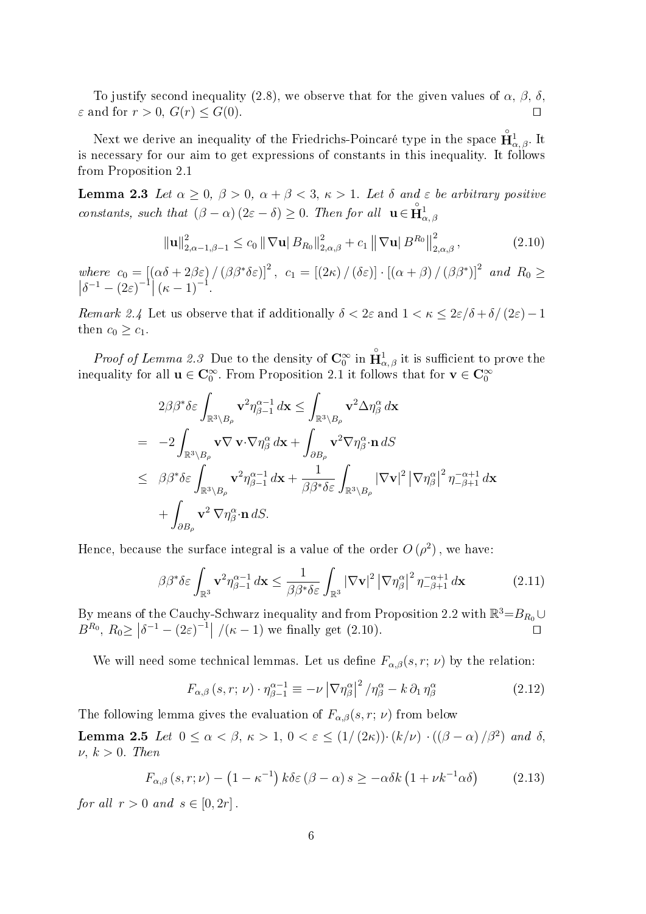To justify second inequality (2.8), we observe that for the given values of $\alpha$, $\beta$, $\delta$, $\varepsilon$ and for $r > 0$, $G(r) \le G(0)$. $\square$

Next we derive an inequality of the Friedrichs-Poincaré type in the space $\overset{\circ}{\mathbf{H}}{}^1_{\alpha,\beta}$. It is necessary for our aim to get expressions of constants in this inequality. It follows from Proposition 2.1

**Lemma 2.3** *Let $\alpha \ge 0$, $\beta > 0$, $\alpha + \beta < 3$, $\kappa > 1$. Let $\delta$ and $\varepsilon$ be arbitrary positive constants, such that $(\beta - \alpha)(2\varepsilon - \delta) \ge 0$. Then for all $\mathbf{u} \in \overset{\circ}{\mathbf{H}}{}^1_{\alpha,\beta}$*

$$\|\mathbf{u}\|^2_{2,\alpha-1,\beta-1} \le c_0 \, \| \nabla \mathbf{u} | \, B_{R_0} \|^2_{2,\alpha,\beta} + c_1 \left\| \nabla \mathbf{u} | \, B^{R_0} \right\|^2_{2,\alpha,\beta}, \tag{2.10}$$

*where $c_0 = \left[ (\alpha\delta + 2\beta\varepsilon) / (\beta\beta^* \delta\varepsilon) \right]^2$, $c_1 = \left[ (2\kappa) / (\delta\varepsilon) \right] \cdot \left[ (\alpha + \beta) / (\beta\beta^*) \right]^2$ and $R_0 \ge \left| \delta^{-1} - (2\varepsilon)^{-1} \right| (\kappa - 1)^{-1}$.*

*Remark 2.4* Let us observe that if additionally $\delta < 2\varepsilon$ and $1 < \kappa \le 2\varepsilon/\delta + \delta/(2\varepsilon) - 1$ then $c_0 \ge c_1$.

*Proof of Lemma 2.3* Due to the density of $\mathbf{C}_0^\infty$ in $\overset{\circ}{\mathbf{H}}{}^1_{\alpha,\beta}$ it is sufficient to prove the inequality for all $\mathbf{u} \in \mathbf{C}_0^\infty$. From Proposition 2.1 it follows that for $\mathbf{v} \in \mathbf{C}_0^\infty$

$$\begin{aligned}
&2\beta\beta^*\delta\varepsilon \int_{\mathbb{R}^3 \setminus B_\rho} \mathbf{v}^2 \eta^{\alpha-1}_{\beta-1} \, d\mathbf{x} \le \int_{\mathbb{R}^3 \setminus B_\rho} \mathbf{v}^2 \Delta \eta^\alpha_\beta \, d\mathbf{x} \\
= \;& -2 \int_{\mathbb{R}^3 \setminus B_\rho} \mathbf{v} \nabla \, \mathbf{v} \cdot \nabla \eta^\alpha_\beta \, d\mathbf{x} + \int_{\partial B_\rho} \mathbf{v}^2 \nabla \eta^\alpha_\beta \cdot \mathbf{n} \, dS \\
\le \;& \beta\beta^*\delta\varepsilon \int_{\mathbb{R}^3 \setminus B_\rho} \mathbf{v}^2 \eta^{\alpha-1}_{\beta-1} \, d\mathbf{x} + \frac{1}{\beta\beta^*\delta\varepsilon} \int_{\mathbb{R}^3 \setminus B_\rho} |\nabla \mathbf{v}|^2 \left| \nabla \eta^\alpha_\beta \right|^2 \eta^{-\alpha+1}_{-\beta+1} \, d\mathbf{x} \\
&+ \int_{\partial B_\rho} \mathbf{v}^2 \, \nabla \eta^\alpha_\beta \cdot \mathbf{n} \, dS.
\end{aligned}$$

Hence, because the surface integral is a value of the order $O(\rho^2)$, we have:

$$\beta\beta^*\delta\varepsilon \int_{\mathbb{R}^3} \mathbf{v}^2 \eta^{\alpha-1}_{\beta-1} \, d\mathbf{x} \le \frac{1}{\beta\beta^*\delta\varepsilon} \int_{\mathbb{R}^3} |\nabla \mathbf{v}|^2 \left| \nabla \eta^\alpha_\beta \right|^2 \eta^{-\alpha+1}_{-\beta+1} \, d\mathbf{x} \tag{2.11}$$

By means of the Cauchy-Schwarz inequality and from Proposition 2.2 with $\mathbb{R}^3 = B_{R_0} \cup B^{R_0}$, $R_0 \ge \left| \delta^{-1} - (2\varepsilon)^{-1} \right| / (\kappa - 1)$ we finally get (2.10). $\square$

We will need some technical lemmas. Let us define $F_{\alpha,\beta}(s, r; \nu)$ by the relation:

$$F_{\alpha,\beta}(s, r; \nu) \cdot \eta^{\alpha-1}_{\beta-1} \equiv -\nu \left| \nabla \eta^\alpha_\beta \right|^2 / \eta^\alpha_\beta - k \, \partial_1 \eta^\alpha_\beta \tag{2.12}$$

The following lemma gives the evaluation of $F_{\alpha,\beta}(s, r; \nu)$ from below

**Lemma 2.5** *Let $0 \le \alpha < \beta$, $\kappa > 1$, $0 < \varepsilon \le (1/(2\kappa)) \cdot (k/\nu) \cdot ((\beta - \alpha)/\beta^2)$ and $\delta$, $\nu$, $k > 0$. Then*

$$F_{\alpha,\beta}(s, r; \nu) - \left(1 - \kappa^{-1}\right) k\delta\varepsilon (\beta - \alpha) s \ge -\alpha\delta k \left(1 + \nu k^{-1} \alpha\delta\right) \tag{2.13}$$

*for all $r > 0$ and $s \in [0, 2r]$.*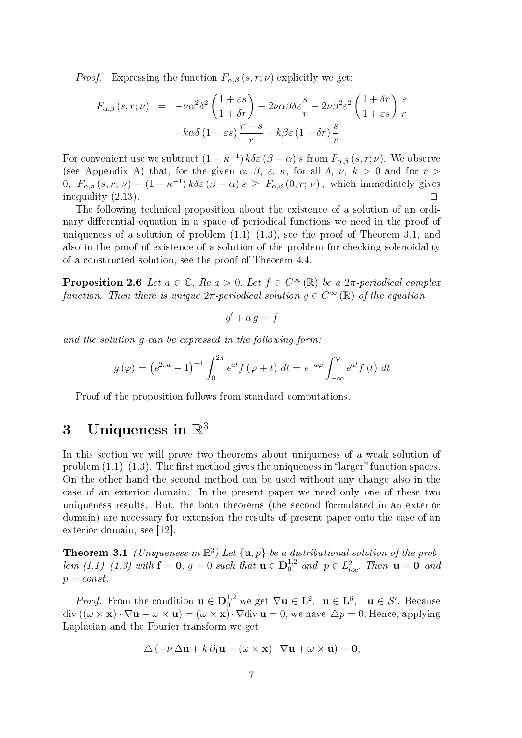*Proof.* Expressing the function $F_{\alpha,\beta}(s,r;\nu)$ explicitly we get:

$$
\begin{aligned}
F_{\alpha,\beta}(s,r;\nu) &= -\nu\alpha^2\delta^2\left(\frac{1+\varepsilon s}{1+\delta r}\right) - 2\nu\alpha\beta\delta\varepsilon\frac{s}{r} - 2\nu\beta^2\varepsilon^2\left(\frac{1+\delta r}{1+\varepsilon s}\right)\frac{s}{r} \\
&\quad -k\alpha\delta(1+\varepsilon s)\frac{r-s}{r} + k\beta\varepsilon(1+\delta r)\frac{s}{r}
\end{aligned}
$$

For convenient use we subtract $(1-\kappa^{-1})\,k\delta\varepsilon(\beta-\alpha)\,s$ from $F_{\alpha,\beta}(s,r;\nu)$. We observe (see Appendix A) that, for the given $\alpha$, $\beta$, $\varepsilon$, $\kappa$, for all $\delta$, $\nu$, $k>0$ and for $r>0$, $F_{\alpha,\beta}(s,r;\,\nu) - (1-\kappa^{-1})\,k\delta\varepsilon(\beta-\alpha)\,s \;\geq\; F_{\alpha,\beta}(0,r;\,\nu)$, which immediately gives inequality (2.13). $\square$

The following technical proposition about the existence of a solution of an ordinary differential equation in a space of periodical functions we need in the proof of uniqueness of a solution of problem (1.1)–(1.3), see the proof of Theorem 3.1, and also in the proof of existence of a solution of the problem for checking solenoidality of a constructed solution, see the proof of Theorem 4.4.

**Proposition 2.6** *Let $a\in\mathbb{C}$, $Re\ a>0$. Let $f\in C^\infty(\mathbb{R})$ be a $2\pi$-periodical complex function. Then there is unique $2\pi$-periodical solution $g\in C^\infty(\mathbb{R})$ of the equation*

$$
g' + a\,g = f
$$

*and the solution $g$ can be expressed in the following form:*

$$
g(\varphi) = \left(e^{2\pi a}-1\right)^{-1}\int_0^{2\pi} e^{at} f(\varphi+t)\;dt = e^{-a\varphi}\int_{-\infty}^{\varphi} e^{at} f(t)\;dt
$$

Proof of the proposition follows from standard computations.

# 3 Uniqueness in $\mathbb{R}^3$

In this section we will prove two theorems about uniqueness of a weak solution of problem (1.1)–(1.3). The first method gives the uniqueness in "larger" function spaces. On the other hand the second method can be used without any change also in the case of an exterior domain. In the present paper we need only one of these two uniqueness results. But, the both theorems (the second formulated in an exterior domain) are necessary for extension the results of present paper onto the case of an exterior domain, see [12].

**Theorem 3.1** *(Uniqueness in $\mathbb{R}^3$) Let $\{\mathbf{u},p\}$ be a distributional solution of the problem (1.1)–(1.3) with $\mathbf{f}=\mathbf{0}$, $g=0$ such that $\mathbf{u}\in\mathbf{D}_0^{1,2}$ and $p\in L^2_{loc}$. Then $\mathbf{u}=\mathbf{0}$ and $p=const.$*

*Proof.* From the condition $\mathbf{u}\in\mathbf{D}_0^{1,2}$ we get $\nabla\mathbf{u}\in\mathbf{L}^2$, $\ \mathbf{u}\in\mathbf{L}^6$, $\ \mathbf{u}\in\mathcal{S}'$. Because $\operatorname{div}((\omega\times\mathbf{x})\cdot\nabla\mathbf{u} - \omega\times\mathbf{u}) = (\omega\times\mathbf{x})\cdot\nabla\operatorname{div}\mathbf{u} = 0$, we have $\triangle p = 0$. Hence, applying Laplacian and the Fourier transform we get

$$
\triangle\left(-\nu\,\Delta\mathbf{u} + k\,\partial_1\mathbf{u} - (\omega\times\mathbf{x})\cdot\nabla\mathbf{u} + \omega\times\mathbf{u}\right) = \mathbf{0},
$$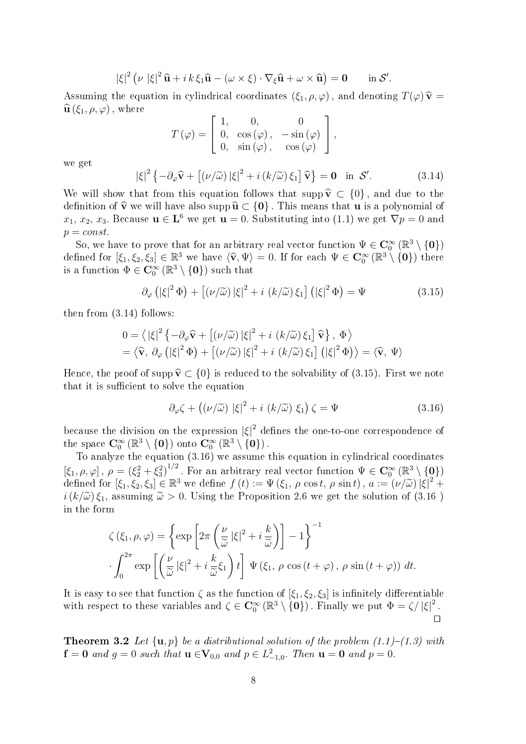$$|\xi|^2 \left(\nu\ |\xi|^2 \widehat{\mathbf{u}} + i\, k\, \xi_1 \widehat{\mathbf{u}} - (\omega \times \xi) \cdot \nabla_\xi \widehat{\mathbf{u}} + \omega \times \widehat{\mathbf{u}}\right) = \mathbf{0} \qquad \text{in } \mathcal{S}'.$$

Assuming the equation in cylindrical coordinates $(\xi_1, \rho, \varphi)$, and denoting $T(\varphi)\,\widehat{\mathbf{v}} = \widehat{\mathbf{u}}(\xi_1, \rho, \varphi)$, where

$$T(\varphi) = \begin{bmatrix} 1, & 0, & 0 \\ 0, & \cos(\varphi), & -\sin(\varphi) \\ 0, & \sin(\varphi), & \cos(\varphi) \end{bmatrix},$$

we get

$$|\xi|^2 \left\{-\partial_\varphi \widehat{\mathbf{v}} + \left[(\nu/\widetilde{\omega})\,|\xi|^2 + i\,(k/\widetilde{\omega})\,\xi_1\right]\widehat{\mathbf{v}}\right\} = \mathbf{0} \quad \text{in } \mathcal{S}'. \tag{3.14}$$

We will show that from this equation follows that $\operatorname{supp} \widehat{\mathbf{v}} \subset \{0\}$, and due to the definition of $\widehat{\mathbf{v}}$ we will have also $\operatorname{supp} \widehat{\mathbf{u}} \subset \{\mathbf{0}\}$. This means that $\mathbf{u}$ is a polynomial of $x_1$, $x_2$, $x_3$. Because $\mathbf{u} \in \mathbf{L}^6$ we get $\mathbf{u} = 0$. Substituting into (1.1) we get $\nabla p = 0$ and $p = const.$

So, we have to prove that for an arbitrary real vector function $\Psi \in \mathbf{C}_0^\infty(\mathbb{R}^3 \setminus \{\mathbf{0}\})$ defined for $[\xi_1, \xi_2, \xi_3] \in \mathbb{R}^3$ we have $\langle \widehat{\mathbf{v}}, \Psi \rangle = 0$. If for each $\Psi \in \mathbf{C}_0^\infty(\mathbb{R}^3 \setminus \{\mathbf{0}\})$ there is a function $\Phi \in \mathbf{C}_0^\infty(\mathbb{R}^3 \setminus \{\mathbf{0}\})$ such that

$$\partial_\varphi \left(|\xi|^2 \Phi\right) + \left[(\nu/\widetilde{\omega})\,|\xi|^2 + i\ (k/\widetilde{\omega})\,\xi_1\right]\left(|\xi|^2 \Phi\right) = \Psi \tag{3.15}$$

then from (3.14) follows:

$$\begin{aligned} 0 &= \left\langle |\xi|^2 \left\{-\partial_\varphi \widehat{\mathbf{v}} + \left[(\nu/\widetilde{\omega})\,|\xi|^2 + i\ (k/\widetilde{\omega})\,\xi_1\right]\widehat{\mathbf{v}}\right\},\ \Phi \right\rangle \\ &= \left\langle \widehat{\mathbf{v}},\ \partial_\varphi \left(|\xi|^2 \Phi\right) + \left[(\nu/\widetilde{\omega})\,|\xi|^2 + i\ (k/\widetilde{\omega})\,\xi_1\right]\left(|\xi|^2 \Phi\right)\right\rangle = \langle \widehat{\mathbf{v}},\ \Psi \rangle \end{aligned}$$

Hence, the proof of $\operatorname{supp} \widehat{\mathbf{v}} \subset \{0\}$ is reduced to the solvability of (3.15). First we note that it is sufficient to solve the equation

$$\partial_\varphi \zeta + \left((\nu/\widetilde{\omega})\ |\xi|^2 + i\ (k/\widetilde{\omega})\ \xi_1\right)\zeta = \Psi \tag{3.16}$$

because the division on the expression $|\xi|^2$ defines the one-to-one correspondence of the space $\mathbf{C}_0^\infty(\mathbb{R}^3 \setminus \{\mathbf{0}\})$ onto $\mathbf{C}_0^\infty(\mathbb{R}^3 \setminus \{\mathbf{0}\})$.

To analyze the equation (3.16) we assume this equation in cylindrical coordinates $[\xi_1, \rho, \varphi]$, $\rho = (\xi_2^2 + \xi_3^2)^{1/2}$. For an arbitrary real vector function $\Psi \in \mathbf{C}_0^\infty(\mathbb{R}^3 \setminus \{\mathbf{0}\})$ defined for $[\xi_1, \xi_2, \xi_3] \in \mathbb{R}^3$ we define $f(t) := \Psi(\xi_1,\ \rho \cos t,\ \rho \sin t)$, $a := (\nu/\widetilde{\omega})\,|\xi|^2 + i\,(k/\widetilde{\omega})\,\xi_1$, assuming $\widetilde{\omega} > 0$. Using the Proposition 2.6 we get the solution of (3.16 ) in the form

$$\begin{aligned} &\zeta(\xi_1, \rho, \varphi) = \left\{\exp\left[2\pi\left(\frac{\nu}{\widetilde{\omega}}\,|\xi|^2 + i\,\frac{k}{\widetilde{\omega}}\right)\right] - 1\right\}^{-1} \\ &\cdot \int_0^{2\pi} \exp\left[\left(\frac{\nu}{\widetilde{\omega}}\,|\xi|^2 + i\,\frac{k}{\widetilde{\omega}}\xi_1\right)t\right]\ \Psi(\xi_1,\ \rho\cos(t+\varphi),\ \rho\sin(t+\varphi))\ dt. \end{aligned}$$

It is easy to see that function $\zeta$ as the function of $[\xi_1, \xi_2, \xi_3]$ is infinitely differentiable with respect to these variables and $\zeta \in \mathbf{C}_0^\infty(\mathbb{R}^3 \setminus \{\mathbf{0}\})$. Finally we put $\Phi = \zeta/\,|\xi|^2$.
$\square$

**Theorem 3.2** *Let $\{\mathbf{u}, p\}$ be a distributional solution of the problem (1.1)–(1.3) with $\mathbf{f} = \mathbf{0}$ and $g = 0$ such that $\mathbf{u} \in \mathbf{V}_{0,0}$ and $p \in L^2_{-1,0}$. Then $\mathbf{u} = \mathbf{0}$ and $p = 0$.*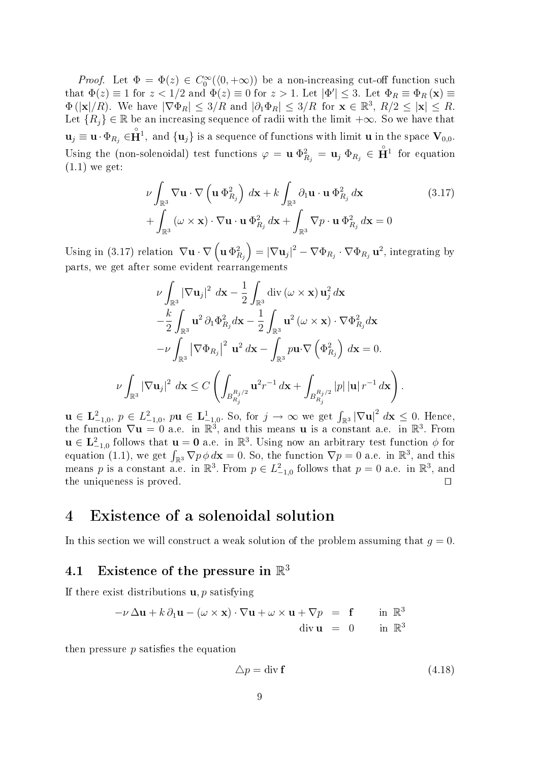*Proof.* Let $\Phi = \Phi(z) \in C_0^\infty(\langle 0, +\infty))$ be a non-increasing cut-off function such that $\Phi(z) \equiv 1$ for $z < 1/2$ and $\Phi(z) \equiv 0$ for $z > 1$. Let $|\Phi'| \leq 3$. Let $\Phi_R \equiv \Phi_R(\mathbf{x}) \equiv \Phi(|\mathbf{x}|/R)$. We have $|\nabla \Phi_R| \leq 3/R$ and $|\partial_1 \Phi_R| \leq 3/R$ for $\mathbf{x} \in \mathbb{R}^3$, $R/2 \leq |\mathbf{x}| \leq R$. Let $\{R_j\} \in \mathbb{R}$ be an increasing sequence of radii with the limit $+\infty$. So we have that $\mathbf{u}_j \equiv \mathbf{u} \cdot \Phi_{R_j} \in \overset{\circ}{\mathbf{H}}{}^1$, and $\{\mathbf{u}_j\}$ is a sequence of functions with limit $\mathbf{u}$ in the space $\mathbf{V}_{0,0}$. Using the (non-solenoidal) test functions $\varphi = \mathbf{u}\,\Phi^2_{R_j} = \mathbf{u}_j\,\Phi_{R_j} \in \overset{\circ}{\mathbf{H}}{}^1$ for equation (1.1) we get:

$$
\begin{aligned}
&\nu \int_{\mathbb{R}^3} \nabla \mathbf{u} \cdot \nabla \left(\mathbf{u}\,\Phi^2_{R_j}\right)\, d\mathbf{x} + k \int_{\mathbb{R}^3} \partial_1 \mathbf{u} \cdot \mathbf{u}\,\Phi^2_{R_j}\, d\mathbf{x} \\
&+ \int_{\mathbb{R}^3} (\omega \times \mathbf{x}) \cdot \nabla \mathbf{u} \cdot \mathbf{u}\,\Phi^2_{R_j}\, d\mathbf{x} + \int_{\mathbb{R}^3} \nabla p \cdot \mathbf{u}\,\Phi^2_{R_j}\, d\mathbf{x} = 0
\end{aligned} \tag{3.17}
$$

Using in (3.17) relation $\nabla \mathbf{u} \cdot \nabla \left(\mathbf{u}\,\Phi^2_{R_j}\right) = |\nabla \mathbf{u}_j|^2 - \nabla \Phi_{R_j} \cdot \nabla \Phi_{R_j}\,\mathbf{u}^2$, integrating by parts, we get after some evident rearrangements

$$
\begin{aligned}
&\nu \int_{\mathbb{R}^3} |\nabla \mathbf{u}_j|^2\, d\mathbf{x} - \frac{1}{2} \int_{\mathbb{R}^3} \operatorname{div}(\omega \times \mathbf{x})\, \mathbf{u}_j^2\, d\mathbf{x} \\
&- \frac{k}{2} \int_{\mathbb{R}^3} \mathbf{u}^2\, \partial_1 \Phi^2_{R_j} d\mathbf{x} - \frac{1}{2} \int_{\mathbb{R}^3} \mathbf{u}^2\, (\omega \times \mathbf{x}) \cdot \nabla \Phi^2_{R_j} d\mathbf{x} \\
&- \nu \int_{\mathbb{R}^3} \left|\nabla \Phi_{R_j}\right|^2\, \mathbf{u}^2\, d\mathbf{x} - \int_{\mathbb{R}^3} p \mathbf{u} \cdot \nabla \left(\Phi^2_{R_j}\right)\, d\mathbf{x} = 0.
\end{aligned}
$$

$$
\nu \int_{\mathbb{R}^3} |\nabla \mathbf{u}_j|^2\, d\mathbf{x} \leq C \left( \int_{B^{R_j/2}_{R_j}} \mathbf{u}^2 r^{-1}\, d\mathbf{x} + \int_{B^{R_j/2}_{R_j}} |p|\, |\mathbf{u}|\, r^{-1}\, d\mathbf{x} \right).
$$

$\mathbf{u} \in \mathbf{L}^2_{-1,0}$, $p \in L^2_{-1,0}$, $p\mathbf{u} \in \mathbf{L}^1_{-1,0}$. So, for $j \to \infty$ we get $\int_{\mathbb{R}^3} |\nabla \mathbf{u}|^2\, d\mathbf{x} \leq 0$. Hence, the function $\nabla \mathbf{u} = 0$ a.e. in $\mathbb{R}^3$, and this means $\mathbf{u}$ is a constant a.e. in $\mathbb{R}^3$. From $\mathbf{u} \in \mathbf{L}^2_{-1,0}$ follows that $\mathbf{u} = \mathbf{0}$ a.e. in $\mathbb{R}^3$. Using now an arbitrary test function $\phi$ for equation (1.1), we get $\int_{\mathbb{R}^3} \nabla p\, \phi\, d\mathbf{x} = 0$. So, the function $\nabla p = 0$ a.e. in $\mathbb{R}^3$, and this means $p$ is a constant a.e. in $\mathbb{R}^3$. From $p \in L^2_{-1,0}$ follows that $p = 0$ a.e. in $\mathbb{R}^3$, and the uniqueness is proved. $\square$

# 4 Existence of a solenoidal solution

In this section we will construct a weak solution of the problem assuming that $g = 0$.

## 4.1 Existence of the pressure in $\mathbb{R}^3$

If there exist distributions $\mathbf{u}, p$ satisfying

$$
\begin{aligned}
-\nu\, \Delta \mathbf{u} + k\, \partial_1 \mathbf{u} - (\omega \times \mathbf{x}) \cdot \nabla \mathbf{u} + \omega \times \mathbf{u} + \nabla p &= \mathbf{f} \qquad \text{in } \mathbb{R}^3 \\
\operatorname{div} \mathbf{u} &= 0 \qquad \text{in } \mathbb{R}^3
\end{aligned}
$$

then pressure $p$ satisfies the equation

$$
\triangle p = \operatorname{div} \mathbf{f} \tag{4.18}
$$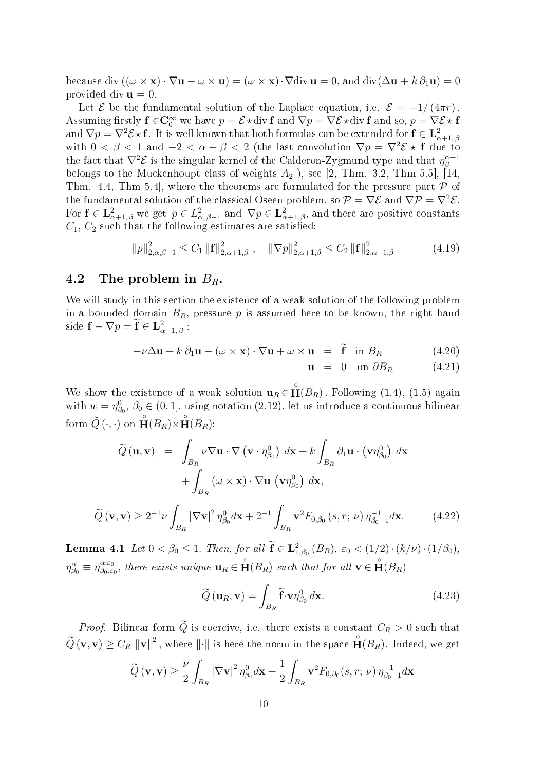because $\operatorname{div}\left((\omega \times \mathbf{x}) \cdot \nabla \mathbf{u} - \omega \times \mathbf{u}\right) = (\omega \times \mathbf{x}) \cdot \nabla \operatorname{div} \mathbf{u} = 0$, and $\operatorname{div}(\Delta \mathbf{u} + k\, \partial_1 \mathbf{u}) = 0$ provided $\operatorname{div} \mathbf{u} = 0$.

Let $\mathcal{E}$ be the fundamental solution of the Laplace equation, i.e. $\mathcal{E} = -1/(4\pi r)$. Assuming firstly $\mathbf{f} \in \mathbf{C}_0^\infty$ we have $p = \mathcal{E} \star \operatorname{div} \mathbf{f}$ and $\nabla p = \nabla \mathcal{E} \star \operatorname{div} \mathbf{f}$ and so, $p = \nabla \mathcal{E} \star \mathbf{f}$ and $\nabla p = \nabla^2 \mathcal{E} \star \mathbf{f}$. It is well known that both formulas can be extended for $\mathbf{f} \in \mathbf{L}^2_{\alpha+1,\beta}$ with $0 < \beta < 1$ and $-2 < \alpha + \beta < 2$ (the last convolution $\nabla p = \nabla^2 \mathcal{E} \star \mathbf{f}$ due to the fact that $\nabla^2 \mathcal{E}$ is the singular kernel of the Calderon-Zygmund type and that $\eta_\beta^{\alpha+1}$ belongs to the Muckenhoupt class of weights $A_2$ ), see [2, Thm. 3.2, Thm 5.5], [14, Thm. 4.4, Thm 5.4], where the theorems are formulated for the pressure part $\mathcal{P}$ of the fundamental solution of the classical Oseen problem, so $\mathcal{P} = \nabla \mathcal{E}$ and $\nabla \mathcal{P} = \nabla^2 \mathcal{E}$. For $\mathbf{f} \in \mathbf{L}^2_{\alpha+1,\beta}$ we get $p \in L^2_{\alpha,\beta-1}$ and $\nabla p \in \mathbf{L}^2_{\alpha+1,\beta}$, and there are positive constants $C_1$, $C_2$ such that the following estimates are satisfied:

$$\|p\|^2_{2,\alpha,\beta-1} \leq C_1 \|\mathbf{f}\|^2_{2,\alpha+1,\beta}, \quad \|\nabla p\|^2_{2,\alpha+1,\beta} \leq C_2 \|\mathbf{f}\|^2_{2,\alpha+1,\beta} \tag{4.19}$$

## 4.2 The problem in $B_R$.

We will study in this section the existence of a weak solution of the following problem in a bounded domain $B_R$, pressure $p$ is assumed here to be known, the right hand side $\mathbf{f} - \nabla p = \widetilde{\mathbf{f}} \in \mathbf{L}^2_{\alpha+1,\beta}$ :

$$-\nu \Delta \mathbf{u} + k\, \partial_1 \mathbf{u} - (\omega \times \mathbf{x}) \cdot \nabla \mathbf{u} + \omega \times \mathbf{u} = \widetilde{\mathbf{f}} \quad \text{in } B_R \tag{4.20}$$

$$\mathbf{u} = 0 \quad \text{on } \partial B_R \tag{4.21}$$

We show the existence of a weak solution $\mathbf{u}_R \in \overset{\circ}{\mathbf{H}}(B_R)$. Following (1.4), (1.5) again with $w = \eta^0_{\beta_0}$, $\beta_0 \in (0, 1]$, using notation (2.12), let us introduce a continuous bilinear form $\widetilde{Q}(\cdot,\cdot)$ on $\overset{\circ}{\mathbf{H}}(B_R) \times \overset{\circ}{\mathbf{H}}(B_R)$:

$$\begin{aligned}
\widetilde{Q}(\mathbf{u}, \mathbf{v}) &= \int_{B_R} \nu \nabla \mathbf{u} \cdot \nabla \left(\mathbf{v} \cdot \eta^0_{\beta_0}\right) d\mathbf{x} + k \int_{B_R} \partial_1 \mathbf{u} \cdot \left(\mathbf{v} \eta^0_{\beta_0}\right) d\mathbf{x} \\
&\quad + \int_{B_R} (\omega \times \mathbf{x}) \cdot \nabla \mathbf{u} \left(\mathbf{v} \eta^0_{\beta_0}\right) d\mathbf{x},
\end{aligned}$$

$$\widetilde{Q}(\mathbf{v}, \mathbf{v}) \geq 2^{-1} \nu \int_{B_R} |\nabla \mathbf{v}|^2 \eta^0_{\beta_0} d\mathbf{x} + 2^{-1} \int_{B_R} \mathbf{v}^2 F_{0,\beta_0}(s, r; \nu)\, \eta^{-1}_{\beta_0 - 1} d\mathbf{x}. \tag{4.22}$$

**Lemma 4.1** *Let $0 < \beta_0 \leq 1$. Then, for all $\widetilde{\mathbf{f}} \in \mathbf{L}^2_{1,\beta_0}(B_R)$, $\varepsilon_0 < (1/2) \cdot (k/\nu) \cdot (1/\beta_0)$, $\eta^\alpha_{\beta_0} \equiv \eta^{\alpha,\varepsilon_0}_{\beta_0,\varepsilon_0}$, there exists unique $\mathbf{u}_R \in \overset{\circ}{\mathbf{H}}(B_R)$ such that for all $\mathbf{v} \in \overset{\circ}{\mathbf{H}}(B_R)$*

$$\widetilde{Q}(\mathbf{u}_R, \mathbf{v}) = \int_{B_R} \widetilde{\mathbf{f}} \cdot \mathbf{v} \eta^0_{\beta_0}\, d\mathbf{x}. \tag{4.23}$$

*Proof.* Bilinear form $\widetilde{Q}$ is coercive, i.e. there exists a constant $C_R > 0$ such that $\widetilde{Q}(\mathbf{v}, \mathbf{v}) \geq C_R \|\mathbf{v}\|^2$, where $\|\cdot\|$ is here the norm in the space $\overset{\circ}{\mathbf{H}}(B_R)$. Indeed, we get

$$\widetilde{Q}(\mathbf{v}, \mathbf{v}) \geq \frac{\nu}{2} \int_{B_R} |\nabla \mathbf{v}|^2 \eta^0_{\beta_0} d\mathbf{x} + \frac{1}{2} \int_{B_R} \mathbf{v}^2 F_{0,\beta_0}(s, r; \nu)\, \eta^{-1}_{\beta_0 - 1} d\mathbf{x}$$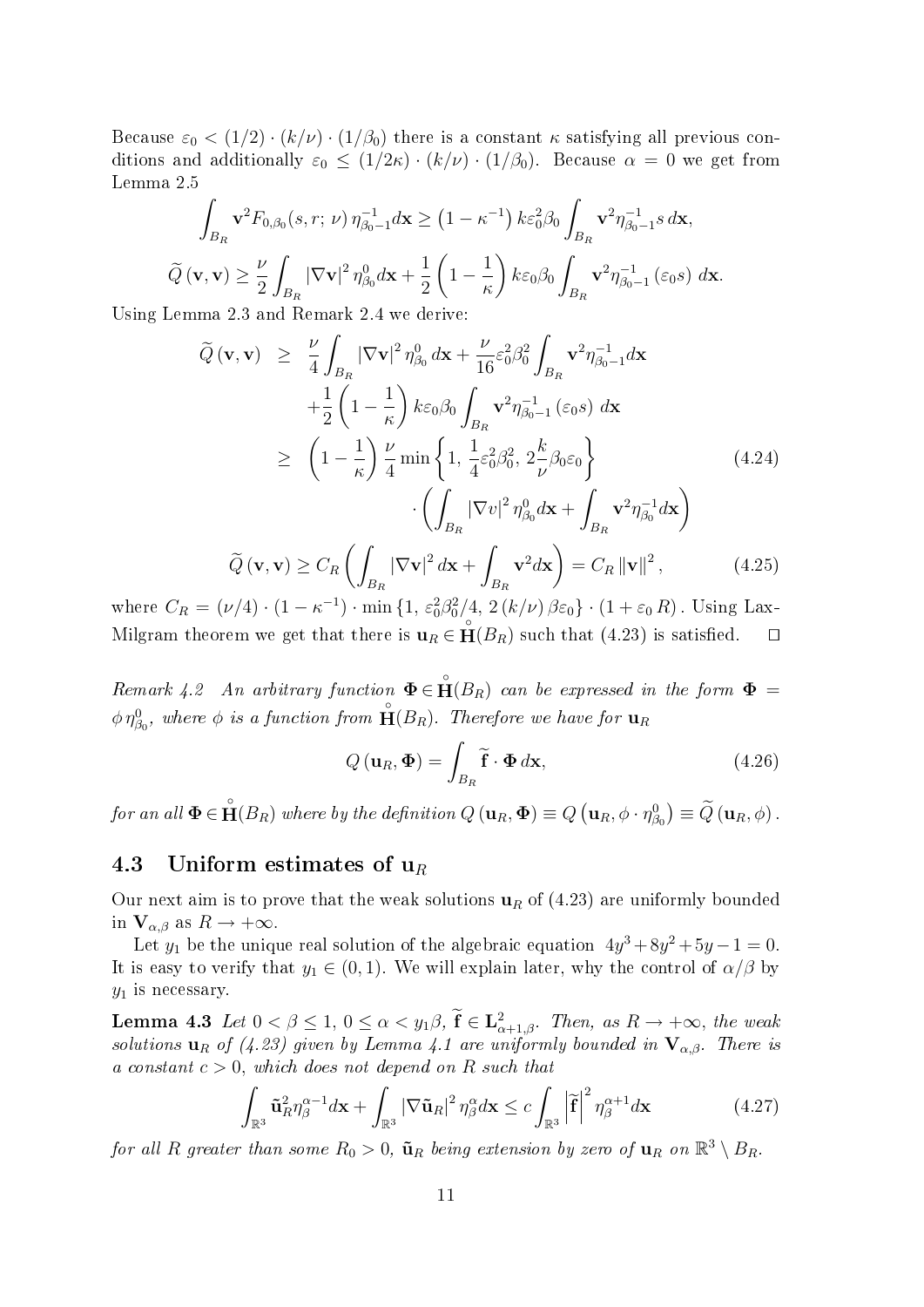Because $\varepsilon_0 < (1/2) \cdot (k/\nu) \cdot (1/\beta_0)$ there is a constant $\kappa$ satisfying all previous conditions and additionally $\varepsilon_0 \leq (1/2\kappa) \cdot (k/\nu) \cdot (1/\beta_0)$. Because $\alpha = 0$ we get from Lemma 2.5

$$\int_{B_R} \mathbf{v}^2 F_{0,\beta_0}(s, r;\, \nu)\, \eta_{\beta_0 - 1}^{-1} d\mathbf{x} \geq \left(1 - \kappa^{-1}\right) k \varepsilon_0^2 \beta_0 \int_{B_R} \mathbf{v}^2 \eta_{\beta_0 - 1}^{-1} s\, d\mathbf{x},$$

$$\widetilde{Q}\left(\mathbf{v}, \mathbf{v}\right) \geq \frac{\nu}{2} \int_{B_R} \left|\nabla \mathbf{v}\right|^2 \eta_{\beta_0}^0 d\mathbf{x} + \frac{1}{2}\left(1 - \frac{1}{\kappa}\right) k \varepsilon_0 \beta_0 \int_{B_R} \mathbf{v}^2 \eta_{\beta_0 - 1}^{-1} \left(\varepsilon_0 s\right)\, d\mathbf{x}.$$

Using Lemma 2.3 and Remark 2.4 we derive:

$$\begin{aligned}
\widetilde{Q}\left(\mathbf{v}, \mathbf{v}\right) \;&\geq\; \frac{\nu}{4} \int_{B_R} \left|\nabla \mathbf{v}\right|^2 \eta_{\beta_0}^0\, d\mathbf{x} + \frac{\nu}{16} \varepsilon_0^2 \beta_0^2 \int_{B_R} \mathbf{v}^2 \eta_{\beta_0 - 1}^{-1} d\mathbf{x} \\
&\quad + \frac{1}{2}\left(1 - \frac{1}{\kappa}\right) k \varepsilon_0 \beta_0 \int_{B_R} \mathbf{v}^2 \eta_{\beta_0 - 1}^{-1} \left(\varepsilon_0 s\right)\, d\mathbf{x} \\
&\geq\; \left(1 - \frac{1}{\kappa}\right) \frac{\nu}{4} \min\left\{1,\, \frac{1}{4} \varepsilon_0^2 \beta_0^2,\, 2 \frac{k}{\nu} \beta_0 \varepsilon_0\right\} \qquad (4.24) \\
&\qquad \cdot \left(\int_{B_R} \left|\nabla v\right|^2 \eta_{\beta_0}^0 d\mathbf{x} + \int_{B_R} \mathbf{v}^2 \eta_{\beta_0}^{-1} d\mathbf{x}\right)
\end{aligned}$$

$$\widetilde{Q}\left(\mathbf{v}, \mathbf{v}\right) \geq C_R \left(\int_{B_R} \left|\nabla \mathbf{v}\right|^2 d\mathbf{x} + \int_{B_R} \mathbf{v}^2 d\mathbf{x}\right) = C_R \left\|\mathbf{v}\right\|^2, \qquad (4.25)$$

where $C_R = (\nu/4) \cdot (1 - \kappa^{-1}) \cdot \min\left\{1,\, \varepsilon_0^2 \beta_0^2/4,\, 2\,(k/\nu)\, \beta \varepsilon_0\right\} \cdot (1 + \varepsilon_0\, R)$. Using Lax-Milgram theorem we get that there is $\mathbf{u}_R \in \overset{\circ}{\mathbf{H}}(B_R)$ such that (4.23) is satisfied. $\square$

*Remark 4.2 An arbitrary function* $\mathbf{\Phi} \in \overset{\circ}{\mathbf{H}}(B_R)$ *can be expressed in the form* $\mathbf{\Phi} = \phi\, \eta_{\beta_0}^0$, *where* $\phi$ *is a function from* $\overset{\circ}{\mathbf{H}}(B_R)$. *Therefore we have for* $\mathbf{u}_R$

$$Q\left(\mathbf{u}_R, \mathbf{\Phi}\right) = \int_{B_R} \widetilde{\mathbf{f}} \cdot \mathbf{\Phi}\, d\mathbf{x}, \qquad (4.26)$$

*for an all* $\mathbf{\Phi} \in \overset{\circ}{\mathbf{H}}(B_R)$ *where by the definition* $Q\left(\mathbf{u}_R, \mathbf{\Phi}\right) \equiv Q\left(\mathbf{u}_R, \phi \cdot \eta_{\beta_0}^0\right) \equiv \widetilde{Q}\left(\mathbf{u}_R, \phi\right)$.

## 4.3 Uniform estimates of $\mathbf{u}_R$

Our next aim is to prove that the weak solutions $\mathbf{u}_R$ of (4.23) are uniformly bounded in $\mathbf{V}_{\alpha,\beta}$ as $R \to +\infty$.

Let $y_1$ be the unique real solution of the algebraic equation $4y^3 + 8y^2 + 5y - 1 = 0$. It is easy to verify that $y_1 \in (0, 1)$. We will explain later, why the control of $\alpha/\beta$ by $y_1$ is necessary.

**Lemma 4.3** *Let* $0 < \beta \leq 1$, $0 \leq \alpha < y_1 \beta$, $\widetilde{\mathbf{f}} \in \mathbf{L}^2_{\alpha+1,\beta}$. *Then, as* $R \to +\infty$, *the weak solutions* $\mathbf{u}_R$ *of (4.23) given by Lemma 4.1 are uniformly bounded in* $\mathbf{V}_{\alpha,\beta}$. *There is a constant* $c > 0$, *which does not depend on* $R$ *such that*

$$\int_{\mathbb{R}^3} \tilde{\mathbf{u}}_R^2 \eta_\beta^{\alpha - 1} d\mathbf{x} + \int_{\mathbb{R}^3} \left|\nabla \tilde{\mathbf{u}}_R\right|^2 \eta_\beta^\alpha d\mathbf{x} \leq c \int_{\mathbb{R}^3} \left|\widetilde{\mathbf{f}}\right|^2 \eta_\beta^{\alpha+1} d\mathbf{x} \qquad (4.27)$$

*for all* $R$ *greater than some* $R_0 > 0$, $\tilde{\mathbf{u}}_R$ *being extension by zero of* $\mathbf{u}_R$ *on* $\mathbb{R}^3 \setminus B_R$.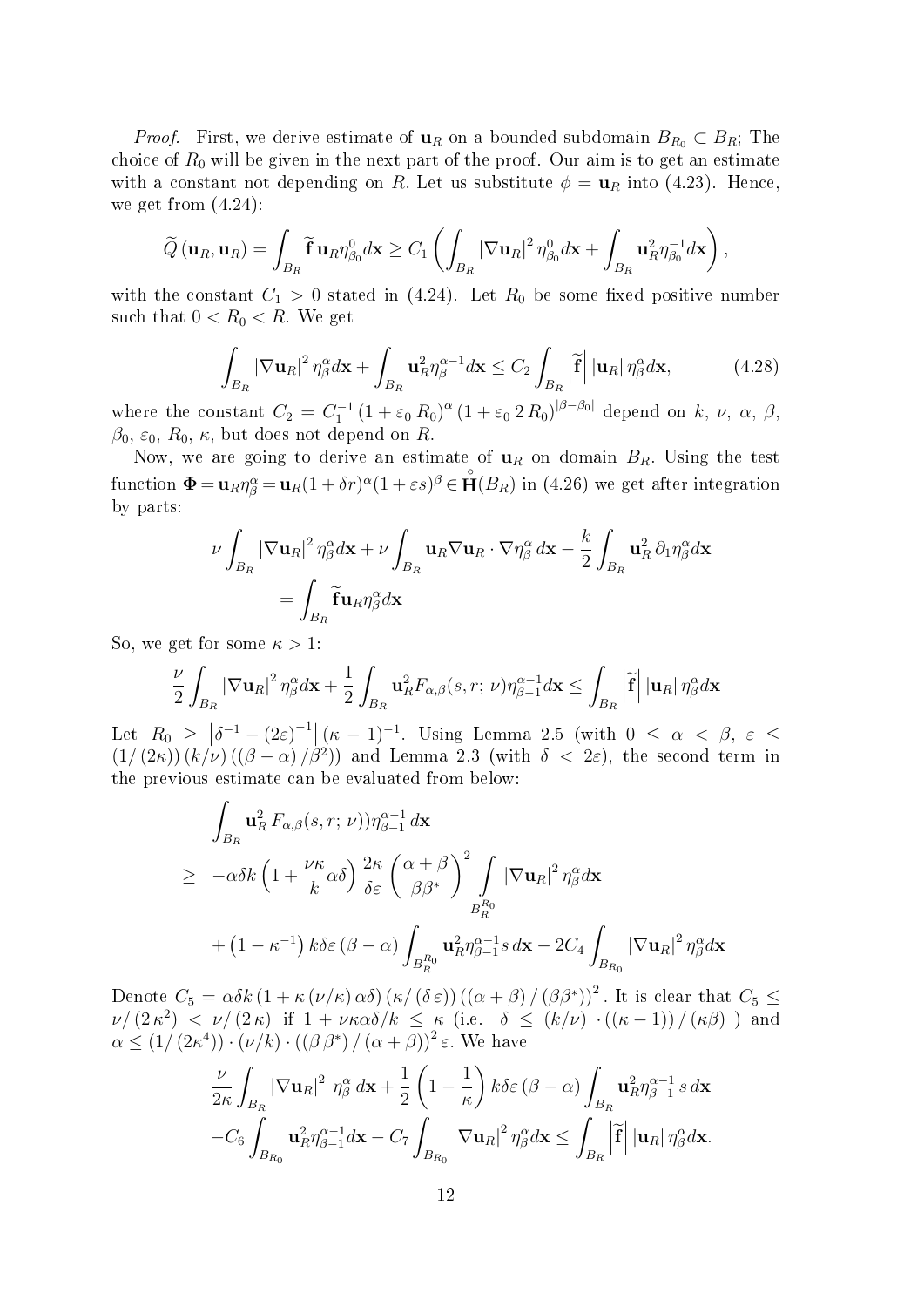*Proof.* First, we derive estimate of $\mathbf{u}_R$ on a bounded subdomain $B_{R_0} \subset B_R$; The choice of $R_0$ will be given in the next part of the proof. Our aim is to get an estimate with a constant not depending on $R$. Let us substitute $\phi = \mathbf{u}_R$ into (4.23). Hence, we get from (4.24):

$$\widetilde{Q}\left(\mathbf{u}_R, \mathbf{u}_R\right) = \int_{B_R} \widetilde{\mathbf{f}}\, \mathbf{u}_R \eta^0_{\beta_0} d\mathbf{x} \geq C_1 \left( \int_{B_R} \left|\nabla \mathbf{u}_R\right|^2 \eta^0_{\beta_0} d\mathbf{x} + \int_{B_R} \mathbf{u}_R^2 \eta^{-1}_{\beta_0} d\mathbf{x} \right),$$

with the constant $C_1 > 0$ stated in (4.24). Let $R_0$ be some fixed positive number such that $0 < R_0 < R$. We get

$$\int_{B_R} \left|\nabla \mathbf{u}_R\right|^2 \eta^\alpha_\beta d\mathbf{x} + \int_{B_R} \mathbf{u}_R^2 \eta^{\alpha-1}_\beta d\mathbf{x} \leq C_2 \int_{B_R} \left|\widetilde{\mathbf{f}}\right| \left|\mathbf{u}_R\right| \eta^\alpha_\beta d\mathbf{x}, \tag{4.28}$$

where the constant $C_2 = C_1^{-1} \left(1 + \varepsilon_0 \, R_0\right)^\alpha \left(1 + \varepsilon_0 \, 2\, R_0\right)^{|\beta - \beta_0|}$ depend on $k$, $\nu$, $\alpha$, $\beta$, $\beta_0$, $\varepsilon_0$, $R_0$, $\kappa$, but does not depend on $R$.

Now, we are going to derive an estimate of $\mathbf{u}_R$ on domain $B_R$. Using the test function $\mathbf{\Phi} = \mathbf{u}_R \eta^\alpha_\beta = \mathbf{u}_R (1+\delta r)^\alpha (1+\varepsilon s)^\beta \in \overset{\circ}{\mathbf{H}}(B_R)$ in (4.26) we get after integration by parts:

$$\nu \int_{B_R} \left|\nabla \mathbf{u}_R\right|^2 \eta^\alpha_\beta d\mathbf{x} + \nu \int_{B_R} \mathbf{u}_R \nabla \mathbf{u}_R \cdot \nabla \eta^\alpha_\beta \, d\mathbf{x} - \frac{k}{2} \int_{B_R} \mathbf{u}_R^2 \, \partial_1 \eta^\alpha_\beta d\mathbf{x}$$
$$= \int_{B_R} \widetilde{\mathbf{f}} \mathbf{u}_R \eta^\alpha_\beta d\mathbf{x}$$

So, we get for some $\kappa > 1$:

$$\frac{\nu}{2} \int_{B_R} \left|\nabla \mathbf{u}_R\right|^2 \eta^\alpha_\beta d\mathbf{x} + \frac{1}{2} \int_{B_R} \mathbf{u}_R^2 F_{\alpha,\beta}(s, r;\, \nu) \eta^{\alpha-1}_{\beta-1} d\mathbf{x} \leq \int_{B_R} \left|\widetilde{\mathbf{f}}\right| \left|\mathbf{u}_R\right| \eta^\alpha_\beta d\mathbf{x}$$

Let $R_0 \geq \left|\delta^{-1} - (2\varepsilon)^{-1}\right| (\kappa - 1)^{-1}$. Using Lemma 2.5 (with $0 \leq \alpha < \beta$, $\varepsilon \leq (1/(2\kappa))\,(k/\nu)\,((\beta - \alpha)/\beta^2)$) and Lemma 2.3 (with $\delta < 2\varepsilon$), the second term in the previous estimate can be evaluated from below:

$$\int_{B_R} \mathbf{u}_R^2 \, F_{\alpha,\beta}(s, r;\, \nu)) \eta^{\alpha-1}_{\beta-1} \, d\mathbf{x}$$
$$\geq \; -\alpha\delta k \left(1 + \frac{\nu\kappa}{k} \alpha\delta\right) \frac{2\kappa}{\delta\varepsilon} \left(\frac{\alpha+\beta}{\beta\beta^*}\right)^2 \int_{B_R^{R_0}} \left|\nabla \mathbf{u}_R\right|^2 \eta^\alpha_\beta d\mathbf{x}$$
$$+ \left(1 - \kappa^{-1}\right) k\delta\varepsilon \left(\beta - \alpha\right) \int_{B_R^{R_0}} \mathbf{u}_R^2 \eta^{\alpha-1}_{\beta-1} s \, d\mathbf{x} - 2C_4 \int_{B_{R_0}} \left|\nabla \mathbf{u}_R\right|^2 \eta^\alpha_\beta d\mathbf{x}$$

Denote $C_5 = \alpha\delta k \left(1 + \kappa \left(\nu/\kappa\right) \alpha\delta\right) \left(\kappa/\left(\delta\, \varepsilon\right)\right) \left(\left(\alpha + \beta\right)/\left(\beta\beta^*\right)\right)^2$. It is clear that $C_5 \leq \nu/\left(2\,\kappa^2\right) < \nu/\left(2\,\kappa\right)$ if $1 + \nu\kappa\alpha\delta/k \leq \kappa$ (i.e. $\delta \leq (k/\nu) \cdot \left(\left(\kappa - 1\right)\right)/\left(\kappa\beta\right)$ ) and $\alpha \leq \left(1/\left(2\kappa^4\right)\right) \cdot \left(\nu/k\right) \cdot \left(\left(\beta\,\beta^*\right)/\left(\alpha + \beta\right)\right)^2 \varepsilon$. We have

$$\frac{\nu}{2\kappa} \int_{B_R} \left|\nabla \mathbf{u}_R\right|^2 \, \eta^\alpha_\beta \, d\mathbf{x} + \frac{1}{2}\left(1 - \frac{1}{\kappa}\right) k\delta\varepsilon \left(\beta - \alpha\right) \int_{B_R} \mathbf{u}_R^2 \eta^{\alpha-1}_{\beta-1} \, s \, d\mathbf{x}$$
$$-C_6 \int_{B_{R_0}} \mathbf{u}_R^2 \eta^{\alpha-1}_{\beta-1} d\mathbf{x} - C_7 \int_{B_{R_0}} \left|\nabla \mathbf{u}_R\right|^2 \eta^\alpha_\beta d\mathbf{x} \leq \int_{B_R} \left|\widetilde{\mathbf{f}}\right| \left|\mathbf{u}_R\right| \eta^\alpha_\beta d\mathbf{x}.$$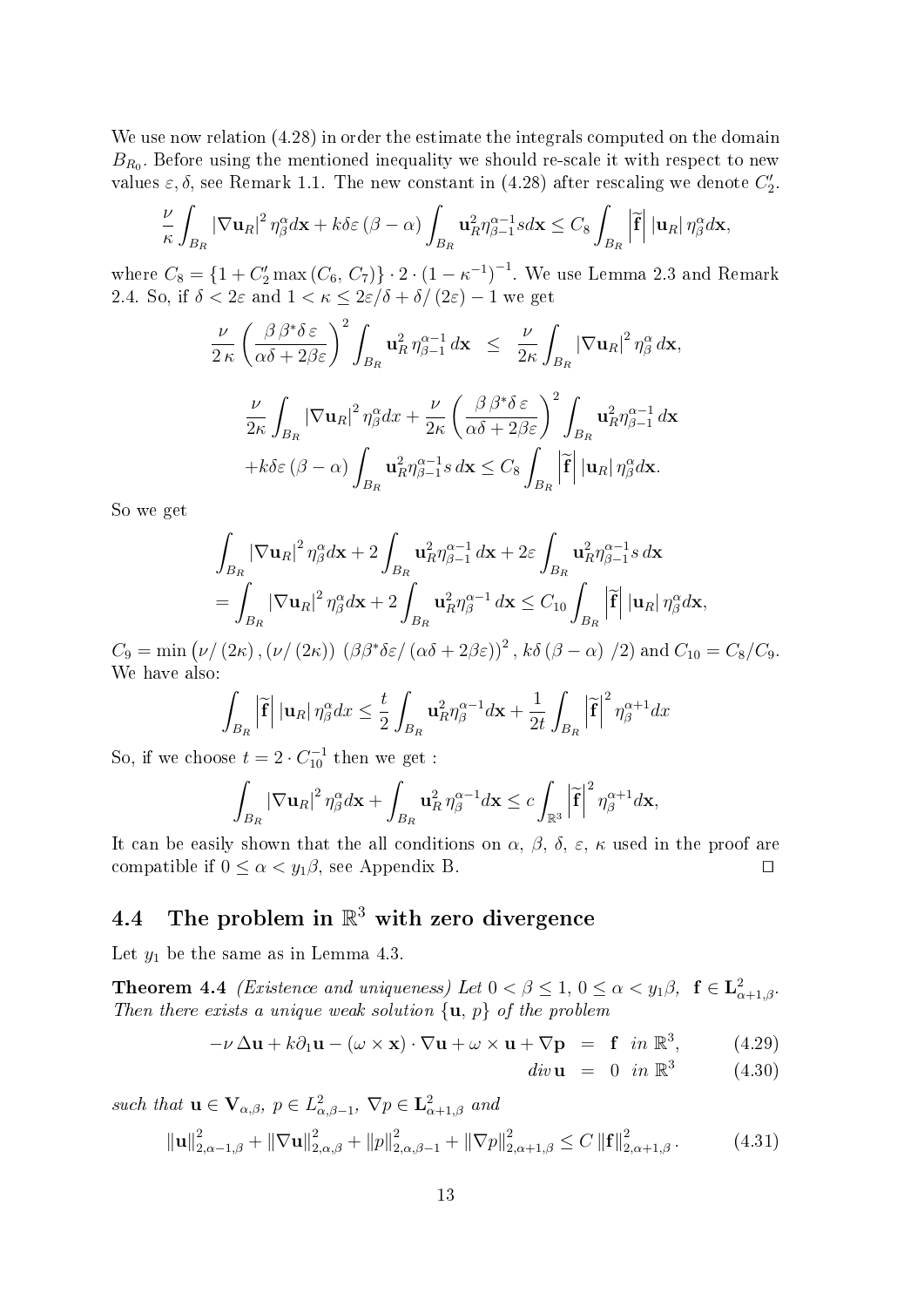We use now relation (4.28) in order the estimate the integrals computed on the domain $B_{R_0}$. Before using the mentioned inequality we should re-scale it with respect to new values $\varepsilon, \delta$, see Remark 1.1. The new constant in (4.28) after rescaling we denote $C_2'$.

$$\frac{\nu}{\kappa}\int_{B_R} |\nabla \mathbf{u}_R|^2 \eta_\beta^\alpha d\mathbf{x} + k\delta\varepsilon\,(\beta-\alpha)\int_{B_R} \mathbf{u}_R^2 \eta_{\beta-1}^{\alpha-1} s d\mathbf{x} \le C_8 \int_{B_R} \left|\widetilde{\mathbf{f}}\right| |\mathbf{u}_R|\, \eta_\beta^\alpha d\mathbf{x},$$

where $C_8 = \{1 + C_2' \max(C_6,\, C_7)\} \cdot 2 \cdot (1-\kappa^{-1})^{-1}$. We use Lemma 2.3 and Remark 2.4. So, if $\delta < 2\varepsilon$ and $1 < \kappa \le 2\varepsilon/\delta + \delta/(2\varepsilon) - 1$ we get

$$\frac{\nu}{2\,\kappa}\left(\frac{\beta\,\beta^*\delta\,\varepsilon}{\alpha\delta + 2\beta\varepsilon}\right)^2 \int_{B_R} \mathbf{u}_R^2\, \eta_{\beta-1}^{\alpha-1}\, d\mathbf{x} \;\;\le\;\; \frac{\nu}{2\kappa}\int_{B_R} |\nabla \mathbf{u}_R|^2 \eta_\beta^\alpha\, d\mathbf{x},$$

$$\frac{\nu}{2\kappa}\int_{B_R} |\nabla \mathbf{u}_R|^2 \eta_\beta^\alpha dx + \frac{\nu}{2\kappa}\left(\frac{\beta\,\beta^*\delta\,\varepsilon}{\alpha\delta + 2\beta\varepsilon}\right)^2 \int_{B_R} \mathbf{u}_R^2 \eta_{\beta-1}^{\alpha-1}\, d\mathbf{x}$$
$$+ k\delta\varepsilon\,(\beta-\alpha)\int_{B_R} \mathbf{u}_R^2 \eta_{\beta-1}^{\alpha-1} s\, d\mathbf{x} \le C_8 \int_{B_R} \left|\widetilde{\mathbf{f}}\right| |\mathbf{u}_R|\, \eta_\beta^\alpha d\mathbf{x}.$$

So we get

$$\int_{B_R} |\nabla \mathbf{u}_R|^2 \eta_\beta^\alpha d\mathbf{x} + 2\int_{B_R} \mathbf{u}_R^2 \eta_{\beta-1}^{\alpha-1}\, d\mathbf{x} + 2\varepsilon \int_{B_R} \mathbf{u}_R^2 \eta_{\beta-1}^{\alpha-1} s\, d\mathbf{x}$$
$$= \int_{B_R} |\nabla \mathbf{u}_R|^2 \eta_\beta^\alpha d\mathbf{x} + 2\int_{B_R} \mathbf{u}_R^2 \eta_\beta^{\alpha-1}\, d\mathbf{x} \le C_{10} \int_{B_R} \left|\widetilde{\mathbf{f}}\right| |\mathbf{u}_R|\, \eta_\beta^\alpha d\mathbf{x},$$

$C_9 = \min\left(\nu/(2\kappa), (\nu/(2\kappa))\,\left(\beta\beta^*\delta\varepsilon/(\alpha\delta + 2\beta\varepsilon)\right)^2, k\delta\,(\beta-\alpha)\,/2\right)$ and $C_{10} = C_8/C_9$. We have also:

$$\int_{B_R} \left|\widetilde{\mathbf{f}}\right| |\mathbf{u}_R|\, \eta_\beta^\alpha dx \le \frac{t}{2}\int_{B_R} \mathbf{u}_R^2 \eta_\beta^{\alpha-1} d\mathbf{x} + \frac{1}{2t}\int_{B_R} \left|\widetilde{\mathbf{f}}\right|^2 \eta_\beta^{\alpha+1} dx$$

So, if we choose $t = 2 \cdot C_{10}^{-1}$ then we get :

$$\int_{B_R} |\nabla \mathbf{u}_R|^2 \eta_\beta^\alpha d\mathbf{x} + \int_{B_R} \mathbf{u}_R^2\, \eta_\beta^{\alpha-1} d\mathbf{x} \le c\int_{\mathbb{R}^3} \left|\widetilde{\mathbf{f}}\right|^2 \eta_\beta^{\alpha+1} d\mathbf{x},$$

It can be easily shown that the all conditions on $\alpha$, $\beta$, $\delta$, $\varepsilon$, $\kappa$ used in the proof are compatible if $0 \le \alpha < y_1\beta$, see Appendix B. $\square$

## 4.4 The problem in $\mathbb{R}^3$ with zero divergence

Let $y_1$ be the same as in Lemma 4.3.

**Theorem 4.4** *(Existence and uniqueness) Let $0 < \beta \le 1$, $0 \le \alpha < y_1\beta$, $\mathbf{f} \in \mathbf{L}^2_{\alpha+1,\beta}$. Then there exists a unique weak solution $\{\mathbf{u},\, p\}$ of the problem*

$$-\nu\,\Delta\mathbf{u} + k\partial_1\mathbf{u} - (\omega\times\mathbf{x})\cdot\nabla\mathbf{u} + \omega\times\mathbf{u} + \nabla\mathbf{p} \;=\; \mathbf{f}\;\; in\ \mathbb{R}^3, \qquad (4.29)$$

$$div\,\mathbf{u} \;=\; 0\;\; in\ \mathbb{R}^3 \qquad (4.30)$$

*such that $\mathbf{u} \in \mathbf{V}_{\alpha,\beta}$, $p \in L^2_{\alpha,\beta-1}$, $\nabla p \in \mathbf{L}^2_{\alpha+1,\beta}$ and*

$$\|\mathbf{u}\|^2_{2,\alpha-1,\beta} + \|\nabla\mathbf{u}\|^2_{2,\alpha,\beta} + \|p\|^2_{2,\alpha,\beta-1} + \|\nabla p\|^2_{2,\alpha+1,\beta} \le C\,\|\mathbf{f}\|^2_{2,\alpha+1,\beta}. \qquad (4.31)$$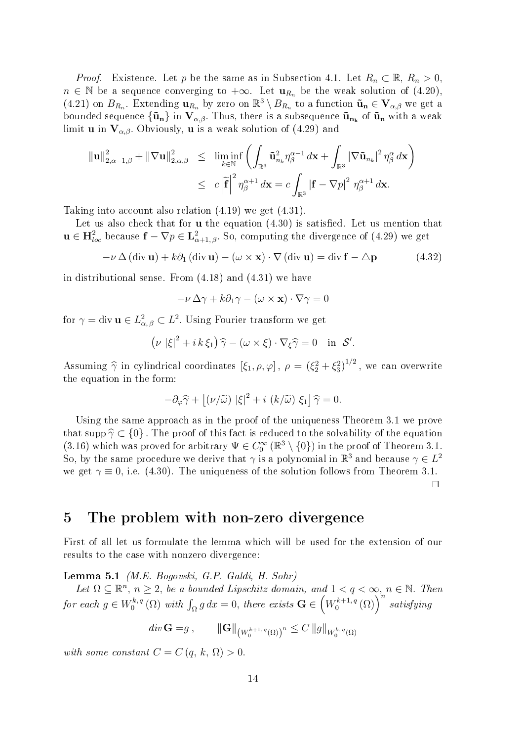*Proof.* Existence. Let $p$ be the same as in Subsection 4.1. Let $R_n \subset \mathbb{R}$, $R_n > 0$, $n \in \mathbb{N}$ be a sequence converging to $+\infty$. Let $\mathbf{u}_{R_n}$ be the weak solution of (4.20), (4.21) on $B_{R_n}$. Extending $\mathbf{u}_{R_n}$ by zero on $\mathbb{R}^3 \setminus B_{R_n}$ to a function $\tilde{\mathbf{u}}_\mathbf{n} \in \mathbf{V}_{\alpha,\beta}$ we get a bounded sequence $\{\tilde{\mathbf{u}}_\mathbf{n}\}$ in $\mathbf{V}_{\alpha,\beta}$. Thus, there is a subsequence $\tilde{\mathbf{u}}_{\mathbf{n_k}}$ of $\tilde{\mathbf{u}}_\mathbf{n}$ with a weak limit $\mathbf{u}$ in $\mathbf{V}_{\alpha,\beta}$. Obviously, $\mathbf{u}$ is a weak solution of (4.29) and

$$
\begin{aligned}
\|\mathbf{u}\|^2_{2,\alpha-1,\beta} + \|\nabla \mathbf{u}\|^2_{2,\alpha,\beta} &\leq \liminf_{k\in\mathbb{N}} \left( \int_{\mathbb{R}^3} \tilde{\mathbf{u}}^2_{n_k} \eta^{\alpha-1}_\beta \, d\mathbf{x} + \int_{\mathbb{R}^3} |\nabla \tilde{\mathbf{u}}_{n_k}|^2 \eta^\alpha_\beta \, d\mathbf{x} \right) \\
&\leq c \left| \widetilde{\mathbf{f}} \right|^2 \eta^{\alpha+1}_\beta \, d\mathbf{x} = c \int_{\mathbb{R}^3} |\mathbf{f} - \nabla p|^2 \, \eta^{\alpha+1}_\beta \, d\mathbf{x}.
\end{aligned}
$$

Taking into account also relation (4.19) we get (4.31).

Let us also check that for $\mathbf{u}$ the equation (4.30) is satisfied. Let us mention that $\mathbf{u} \in \mathbf{H}^2_{loc}$ because $\mathbf{f} - \nabla p \in \mathbf{L}^2_{\alpha+1,\,\beta}$. So, computing the divergence of (4.29) we get

$$
-\nu \, \Delta \,(\operatorname{div} \mathbf{u}) + k \partial_1 \,(\operatorname{div} \mathbf{u}) - (\omega \times \mathbf{x}) \cdot \nabla \,(\operatorname{div} \mathbf{u}) = \operatorname{div} \mathbf{f} - \triangle \mathbf{p} \tag{4.32}
$$

in distributional sense. From (4.18) and (4.31) we have

$$
-\nu \, \Delta \gamma + k \partial_1 \gamma - (\omega \times \mathbf{x}) \cdot \nabla \gamma = 0
$$

for $\gamma = \operatorname{div} \mathbf{u} \in L^2_{\alpha,\,\beta} \subset L^2$. Using Fourier transform we get

$$
\left(\nu \, |\xi|^2 + i \, k \, \xi_1\right) \widehat{\gamma} - (\omega \times \xi) \cdot \nabla_\xi \widehat{\gamma} = 0 \quad \text{in } \mathcal{S}'.
$$

Assuming $\widehat{\gamma}$ in cylindrical coordinates $[\xi_1, \rho, \varphi]$, $\rho = (\xi_2^2 + \xi_3^2)^{1/2}$, we can overwrite the equation in the form:

$$
-\partial_\varphi \widehat{\gamma} + \left[(\nu/\widetilde{\omega}) \, |\xi|^2 + i \, (k/\widetilde{\omega}) \, \xi_1\right] \widehat{\gamma} = 0.
$$

Using the same approach as in the proof of the uniqueness Theorem 3.1 we prove that $\operatorname{supp} \widehat{\gamma} \subset \{0\}$. The proof of this fact is reduced to the solvability of the equation (3.16) which was proved for arbitrary $\Psi \in C_0^\infty(\mathbb{R}^3 \setminus \{0\})$ in the proof of Theorem 3.1. So, by the same procedure we derive that $\gamma$ is a polynomial in $\mathbb{R}^3$ and because $\gamma \in L^2$ we get $\gamma \equiv 0$, i.e. (4.30). The uniqueness of the solution follows from Theorem 3.1. $\square$

# 5 The problem with non-zero divergence

First of all let us formulate the lemma which will be used for the extension of our results to the case with nonzero divergence:

**Lemma 5.1** *(M.E. Bogovski, G.P. Galdi, H. Sohr)*

*Let $\Omega \subseteq \mathbb{R}^n$, $n \geq 2$, be a bounded Lipschitz domain, and $1 < q < \infty$, $n \in \mathbb{N}$. Then for each $g \in W_0^{k,\,q}(\Omega)$ with $\int_\Omega g \, dx = 0$, there exists $\mathbf{G} \in \left(W_0^{k+1,\,q}(\Omega)\right)^n$ satisfying*

$$
\operatorname{div} \mathbf{G} = g \,, \qquad \|\mathbf{G}\|_{\left(W_0^{k+1,\,q}(\Omega)\right)^n} \leq C \, \|g\|_{W_0^{k,\,q}(\Omega)}
$$

*with some constant $C = C(q,\, k,\, \Omega) > 0$.*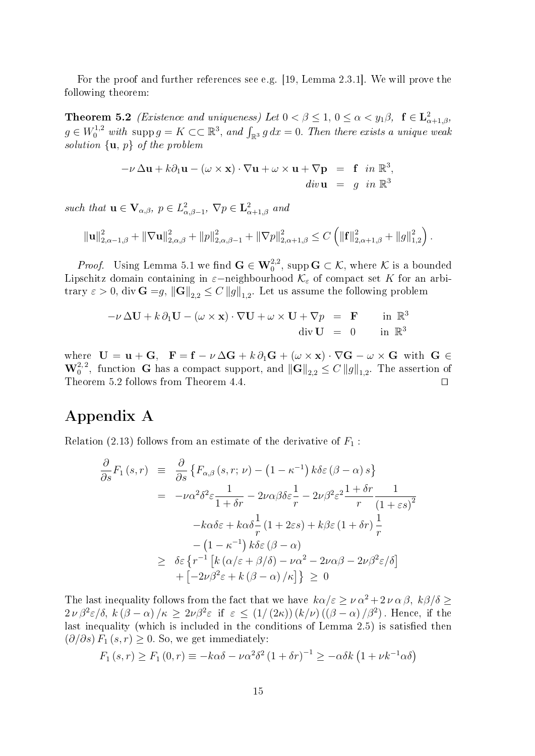For the proof and further references see e.g. [19, Lemma 2.3.1]. We will prove the following theorem:

**Theorem 5.2** *(Existence and uniqueness) Let $0 < \beta \leq 1$, $0 \leq \alpha < y_1\beta$, $\mathbf{f} \in \mathbf{L}^2_{\alpha+1,\beta}$, $g \in W^{1,2}_0$ with $\operatorname{supp} g = K \subset\subset \mathbb{R}^3$, and $\int_{\mathbb{R}^3} g\, dx = 0$. Then there exists a unique weak solution $\{\mathbf{u}, p\}$ of the problem*

$$
\begin{aligned}
-\nu\, \Delta \mathbf{u} + k\partial_1 \mathbf{u} - (\omega \times \mathbf{x}) \cdot \nabla \mathbf{u} + \omega \times \mathbf{u} + \nabla \mathbf{p} &= \mathbf{f} \quad in\ \mathbb{R}^3,\\
div\, \mathbf{u} &= g \quad in\ \mathbb{R}^3
\end{aligned}
$$

*such that $\mathbf{u} \in \mathbf{V}_{\alpha,\beta}$, $p \in L^2_{\alpha,\beta-1}$, $\nabla p \in \mathbf{L}^2_{\alpha+1,\beta}$ and*

$$
\|\mathbf{u}\|^2_{2,\alpha-1,\beta} + \|\nabla \mathbf{u}\|^2_{2,\alpha,\beta} + \|p\|^2_{2,\alpha,\beta-1} + \|\nabla p\|^2_{2,\alpha+1,\beta} \leq C\left(\|\mathbf{f}\|^2_{2,\alpha+1,\beta} + \|g\|^2_{1,2}\right).
$$

*Proof.* Using Lemma 5.1 we find $\mathbf{G} \in \mathbf{W}^{2,2}_0$, $\operatorname{supp} \mathbf{G} \subset \mathcal{K}$, where $\mathcal{K}$ is a bounded Lipschitz domain containing in $\varepsilon-$neighbourhood $\mathcal{K}_\varepsilon$ of compact set $K$ for an arbitrary $\varepsilon > 0$, $\operatorname{div} \mathbf{G} = g$, $\|\mathbf{G}\|_{2,2} \leq C\, \|g\|_{1,2}$. Let us assume the following problem

$$
\begin{aligned}
-\nu\, \Delta \mathbf{U} + k\, \partial_1 \mathbf{U} - (\omega \times \mathbf{x}) \cdot \nabla \mathbf{U} + \omega \times \mathbf{U} + \nabla p &= \mathbf{F} \qquad \text{in } \mathbb{R}^3\\
\operatorname{div} \mathbf{U} &= 0 \qquad \text{in } \mathbb{R}^3
\end{aligned}
$$

where $\mathbf{U} = \mathbf{u} + \mathbf{G}$, $\mathbf{F} = \mathbf{f} - \nu\, \Delta \mathbf{G} + k\, \partial_1 \mathbf{G} + (\omega \times \mathbf{x}) \cdot \nabla \mathbf{G} - \omega \times \mathbf{G}$ with $\mathbf{G} \in \mathbf{W}^{2,2}_0$, function $\mathbf{G}$ has a compact support, and $\|\mathbf{G}\|_{2,2} \leq C\, \|g\|_{1,2}$. The assertion of Theorem 5.2 follows from Theorem 4.4. $\square$

# Appendix A

Relation (2.13) follows from an estimate of the derivative of $F_1$ :

$$
\begin{aligned}
\frac{\partial}{\partial s} F_1\,(s, r) \;&\equiv\; \frac{\partial}{\partial s}\left\{F_{\alpha,\beta}\,(s, r;\, \nu) - \left(1 - \kappa^{-1}\right) k\delta\varepsilon\,(\beta - \alpha)\, s\right\}\\
&=\; -\nu\alpha^2\delta^2\varepsilon\frac{1}{1+\delta r} - 2\nu\alpha\beta\delta\varepsilon\frac{1}{r} - 2\nu\beta^2\varepsilon^2\frac{1+\delta r}{r}\frac{1}{(1+\varepsilon s)^2}\\
&\qquad -k\alpha\delta\varepsilon + k\alpha\delta\frac{1}{r}\,(1+2\varepsilon s) + k\beta\varepsilon\,(1+\delta r)\,\frac{1}{r}\\
&\qquad - \left(1-\kappa^{-1}\right) k\delta\varepsilon\,(\beta-\alpha)\\
&\geq\; \delta\varepsilon\left\{r^{-1}\left[k\,(\alpha/\varepsilon + \beta/\delta) - \nu\alpha^2 - 2\nu\alpha\beta - 2\nu\beta^2\varepsilon/\delta\right]\right.\\
&\qquad \left.+\left[-2\nu\beta^2\varepsilon + k\,(\beta-\alpha)\,/\kappa\right]\right\} \;\geq\; 0
\end{aligned}
$$

The last inequality follows from the fact that we have $k\alpha/\varepsilon \geq \nu\,\alpha^2 + 2\,\nu\,\alpha\,\beta$, $k\beta/\delta \geq 2\,\nu\,\beta^2\varepsilon/\delta$, $k\,(\beta-\alpha)\,/\kappa \geq 2\nu\beta^2\varepsilon$ if $\varepsilon \leq (1/\,(2\kappa))\,(k/\nu)\,((\beta-\alpha)\,/\beta^2)$. Hence, if the last inequality (which is included in the conditions of Lemma 2.5) is satisfied then $(\partial/\partial s)\, F_1\,(s,r) \geq 0$. So, we get immediately:

$$
F_1\,(s, r) \geq F_1\,(0, r) \equiv -k\alpha\delta - \nu\alpha^2\delta^2\,(1+\delta r)^{-1} \geq -\alpha\delta k\left(1 + \nu k^{-1}\alpha\delta\right)
$$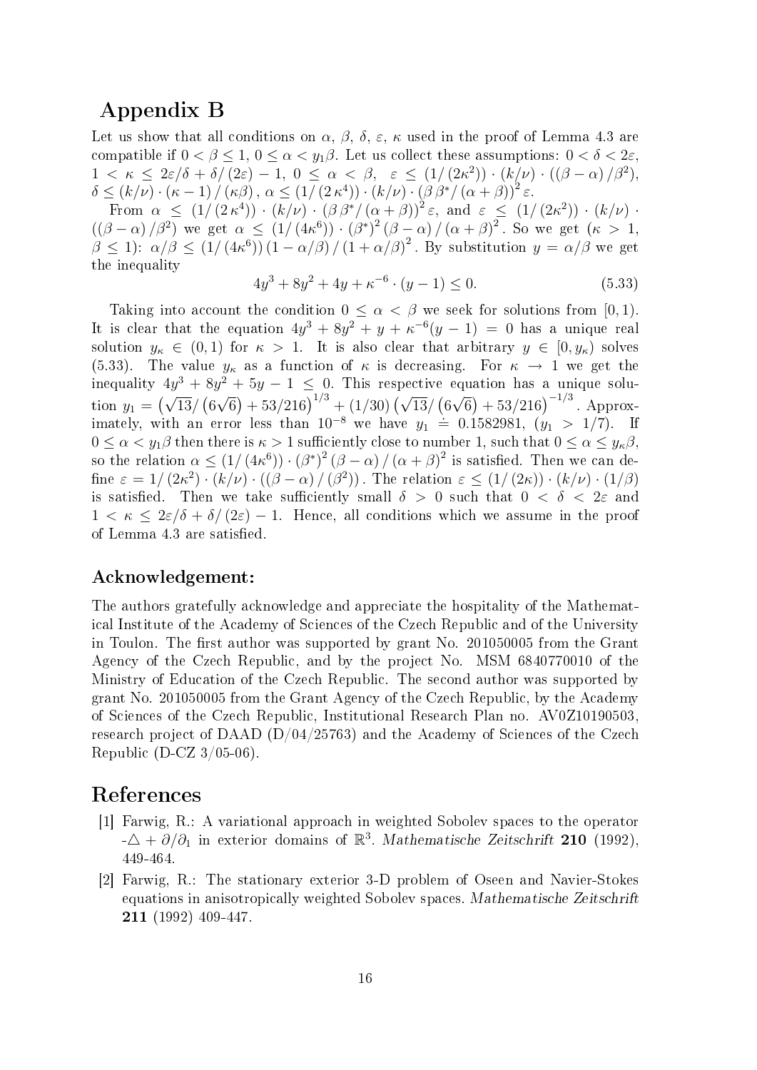## Appendix B

Let us show that all conditions on $\alpha$, $\beta$, $\delta$, $\varepsilon$, $\kappa$ used in the proof of Lemma 4.3 are compatible if $0 < \beta \leq 1$, $0 \leq \alpha < y_1\beta$. Let us collect these assumptions: $0 < \delta < 2\varepsilon$, $1 < \kappa \leq 2\varepsilon/\delta + \delta/(2\varepsilon) - 1$, $0 \leq \alpha < \beta$, $\varepsilon \leq (1/(2\kappa^2)) \cdot (k/\nu) \cdot ((\beta - \alpha)/\beta^2)$, $\delta \leq (k/\nu) \cdot (\kappa - 1)/(\kappa\beta)$, $\alpha \leq (1/(2\kappa^4)) \cdot (k/\nu) \cdot (\beta\beta^*/(\alpha+\beta))^2 \varepsilon$.

From $\alpha \leq (1/(2\kappa^4)) \cdot (k/\nu) \cdot (\beta\beta^*/(\alpha+\beta))^2 \varepsilon$, and $\varepsilon \leq (1/(2\kappa^2)) \cdot (k/\nu) \cdot ((\beta-\alpha)/\beta^2)$ we get $\alpha \leq (1/(4\kappa^6)) \cdot (\beta^*)^2 (\beta - \alpha)/(\alpha+\beta)^2$. So we get ($\kappa > 1$, $\beta \leq 1$): $\alpha/\beta \leq (1/(4\kappa^6))(1 - \alpha/\beta)/(1+\alpha/\beta)^2$. By substitution $y = \alpha/\beta$ we get the inequality

$$4y^3 + 8y^2 + 4y + \kappa^{-6} \cdot (y-1) \leq 0. \tag{5.33}$$

Taking into account the condition $0 \leq \alpha < \beta$ we seek for solutions from $[0,1)$. It is clear that the equation $4y^3 + 8y^2 + y + \kappa^{-6}(y-1) = 0$ has a unique real solution $y_\kappa \in (0,1)$ for $\kappa > 1$. It is also clear that arbitrary $y \in [0, y_\kappa)$ solves (5.33). The value $y_\kappa$ as a function of $\kappa$ is decreasing. For $\kappa \to 1$ we get the inequality $4y^3 + 8y^2 + 5y - 1 \leq 0$. This respective equation has a unique solution $y_1 = \left(\sqrt{13}/\left(6\sqrt{6}\right) + 53/216\right)^{1/3} + (1/30)\left(\sqrt{13}/\left(6\sqrt{6}\right) + 53/216\right)^{-1/3}$. Approximately, with an error less than $10^{-8}$ we have $y_1 \doteq 0.1582981$, ($y_1 > 1/7$). If $0 \leq \alpha < y_1\beta$ then there is $\kappa > 1$ sufficiently close to number 1, such that $0 \leq \alpha \leq y_\kappa\beta$, so the relation $\alpha \leq (1/(4\kappa^6)) \cdot (\beta^*)^2 (\beta - \alpha)/(\alpha+\beta)^2$ is satisfied. Then we can define $\varepsilon = 1/(2\kappa^2) \cdot (k/\nu) \cdot ((\beta-\alpha)/(\beta^2))$. The relation $\varepsilon \leq (1/(2\kappa)) \cdot (k/\nu) \cdot (1/\beta)$ is satisfied. Then we take sufficiently small $\delta > 0$ such that $0 < \delta < 2\varepsilon$ and $1 < \kappa \leq 2\varepsilon/\delta + \delta/(2\varepsilon) - 1$. Hence, all conditions which we assume in the proof of Lemma 4.3 are satisfied.

### Acknowledgement:

The authors gratefully acknowledge and appreciate the hospitality of the Mathematical Institute of the Academy of Sciences of the Czech Republic and of the University in Toulon. The first author was supported by grant No. 201050005 from the Grant Agency of the Czech Republic, and by the project No. MSM 6840770010 of the Ministry of Education of the Czech Republic. The second author was supported by grant No. 201050005 from the Grant Agency of the Czech Republic, by the Academy of Sciences of the Czech Republic, Institutional Research Plan no. AV0Z10190503, research project of DAAD (D/04/25763) and the Academy of Sciences of the Czech Republic (D-CZ 3/05-06).

## References

[1] Farwig, R.: A variational approach in weighted Sobolev spaces to the operator $-\triangle + \partial/\partial_1$ in exterior domains of $\mathbb{R}^3$. *Mathematische Zeitschrift* **210** (1992), 449-464.

[2] Farwig, R.: The stationary exterior 3-D problem of Oseen and Navier-Stokes equations in anisotropically weighted Sobolev spaces. *Mathematische Zeitschrift* **211** (1992) 409-447.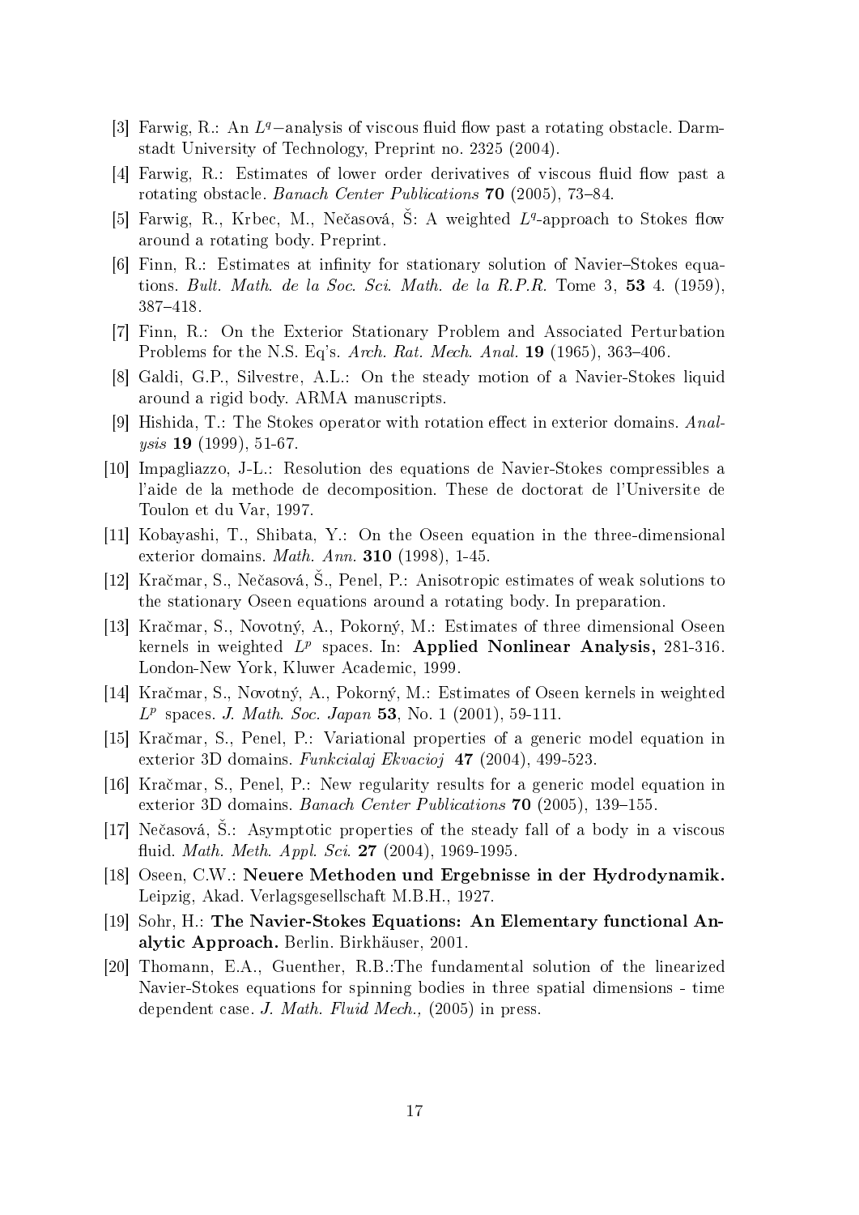[3] Farwig, R.: An $L^q$−analysis of viscous fluid flow past a rotating obstacle. Darmstadt University of Technology, Preprint no. 2325 (2004).

[4] Farwig, R.: Estimates of lower order derivatives of viscous fluid flow past a rotating obstacle. *Banach Center Publications* **70** (2005), 73–84.

[5] Farwig, R., Krbec, M., Nečasová, Š: A weighted $L^q$-approach to Stokes flow around a rotating body. Preprint.

[6] Finn, R.: Estimates at infinity for stationary solution of Navier–Stokes equations. *Bult. Math. de la Soc. Sci. Math. de la R.P.R.* Tome 3, **53** 4. (1959), 387–418.

[7] Finn, R.: On the Exterior Stationary Problem and Associated Perturbation Problems for the N.S. Eq's. *Arch. Rat. Mech. Anal.* **19** (1965), 363–406.

[8] Galdi, G.P., Silvestre, A.L.: On the steady motion of a Navier-Stokes liquid around a rigid body. ARMA manuscripts.

[9] Hishida, T.: The Stokes operator with rotation effect in exterior domains. *Analysis* **19** (1999), 51-67.

[10] Impagliazzo, J-L.: Resolution des equations de Navier-Stokes compressibles a l'aide de la methode de decomposition. These de doctorat de l'Universite de Toulon et du Var, 1997.

[11] Kobayashi, T., Shibata, Y.: On the Oseen equation in the three-dimensional exterior domains. *Math. Ann.* **310** (1998), 1-45.

[12] Kračmar, S., Nečasová, Š., Penel, P.: Anisotropic estimates of weak solutions to the stationary Oseen equations around a rotating body. In preparation.

[13] Kračmar, S., Novotný, A., Pokorný, M.: Estimates of three dimensional Oseen kernels in weighted $L^p$ spaces. In: **Applied Nonlinear Analysis,** 281-316. London-New York, Kluwer Academic, 1999.

[14] Kračmar, S., Novotný, A., Pokorný, M.: Estimates of Oseen kernels in weighted $L^p$ spaces. *J. Math. Soc. Japan* **53**, No. 1 (2001), 59-111.

[15] Kračmar, S., Penel, P.: Variational properties of a generic model equation in exterior 3D domains. *Funkcialaj Ekvacioj* **47** (2004), 499-523.

[16] Kračmar, S., Penel, P.: New regularity results for a generic model equation in exterior 3D domains. *Banach Center Publications* **70** (2005), 139–155.

[17] Nečasová, Š.: Asymptotic properties of the steady fall of a body in a viscous fluid. *Math. Meth. Appl. Sci.* **27** (2004), 1969-1995.

[18] Oseen, C.W.: **Neuere Methoden und Ergebnisse in der Hydrodynamik.** Leipzig, Akad. Verlagsgesellschaft M.B.H., 1927.

[19] Sohr, H.: **The Navier-Stokes Equations: An Elementary functional Analytic Approach.** Berlin. Birkhäuser, 2001.

[20] Thomann, E.A., Guenther, R.B.:The fundamental solution of the linearized Navier-Stokes equations for spinning bodies in three spatial dimensions - time dependent case. *J. Math. Fluid Mech.,* (2005) in press.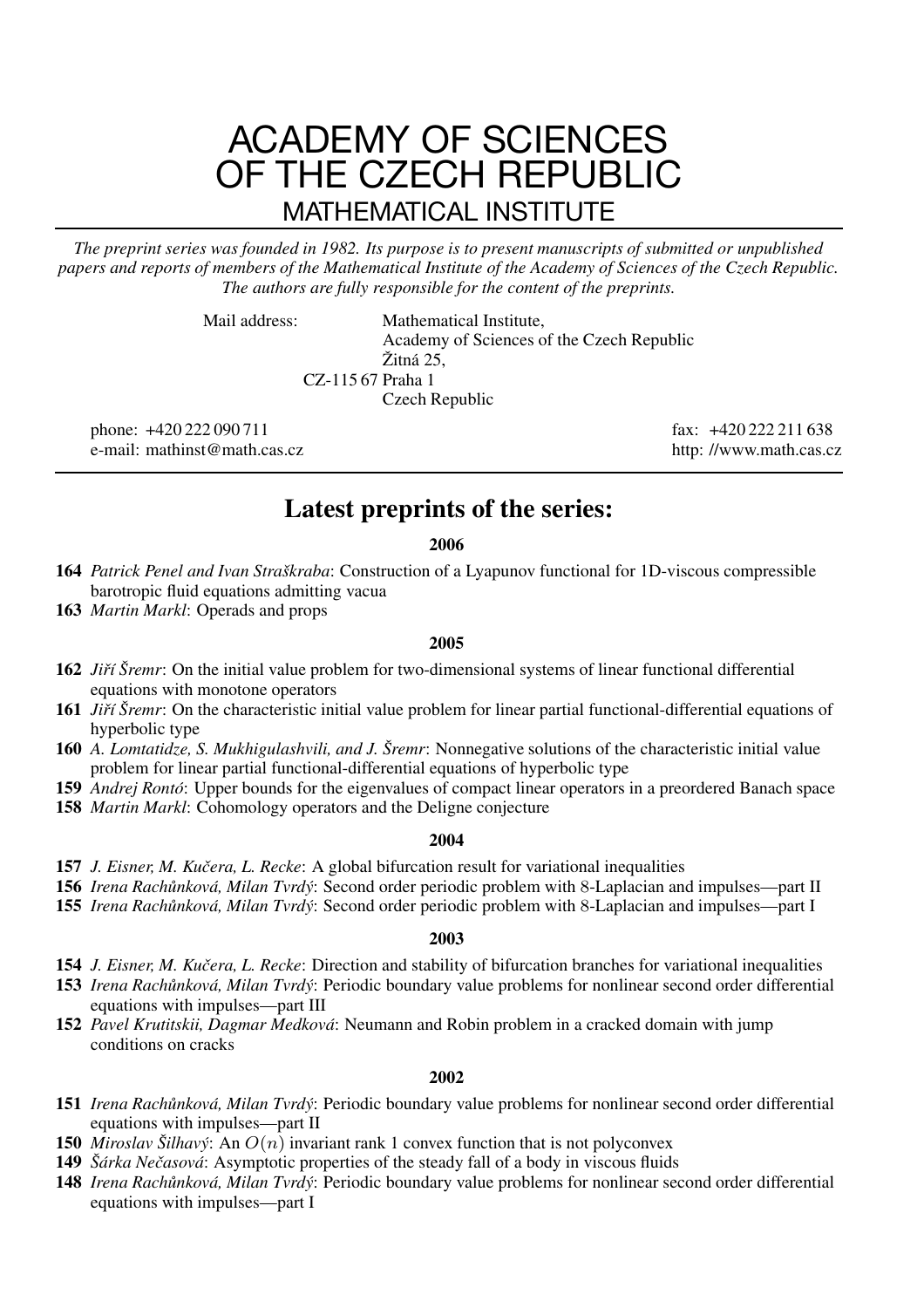# ACADEMY OF SCIENCES OF THE CZECH REPUBLIC

## MATHEMATICAL INSTITUTE

*The preprint series was founded in 1982. Its purpose is to present manuscripts of submitted or unpublished papers and reports of members of the Mathematical Institute of the Academy of Sciences of the Czech Republic. The authors are fully responsible for the content of the preprints.*

Mail address: Mathematical Institute,
Academy of Sciences of the Czech Republic
Žitná 25,
CZ-115 67 Praha 1
Czech Republic

phone: +420 222 090 711 fax: +420 222 211 638
e-mail: mathinst@math.cas.cz http: //www.math.cas.cz

## Latest preprints of the series:

**2006**

**164** *Patrick Penel and Ivan Straškraba*: Construction of a Lyapunov functional for 1D-viscous compressible barotropic fluid equations admitting vacua

**163** *Martin Markl*: Operads and props

**2005**

**162** *Jiří Šremr*: On the initial value problem for two-dimensional systems of linear functional differential equations with monotone operators

**161** *Jiří Šremr*: On the characteristic initial value problem for linear partial functional-differential equations of hyperbolic type

**160** *A. Lomtatidze, S. Mukhigulashvili, and J. Šremr*: Nonnegative solutions of the characteristic initial value problem for linear partial functional-differential equations of hyperbolic type

**159** *Andrej Rontó*: Upper bounds for the eigenvalues of compact linear operators in a preordered Banach space

**158** *Martin Markl*: Cohomology operators and the Deligne conjecture

**2004**

**157** *J. Eisner, M. Kučera, L. Recke*: A global bifurcation result for variational inequalities

**156** *Irena Rachůnková, Milan Tvrdý*: Second order periodic problem with 8-Laplacian and impulses—part II

**155** *Irena Rachůnková, Milan Tvrdý*: Second order periodic problem with 8-Laplacian and impulses—part I

**2003**

**154** *J. Eisner, M. Kučera, L. Recke*: Direction and stability of bifurcation branches for variational inequalities

**153** *Irena Rachůnková, Milan Tvrdý*: Periodic boundary value problems for nonlinear second order differential equations with impulses—part III

**152** *Pavel Krutitskii, Dagmar Medková*: Neumann and Robin problem in a cracked domain with jump conditions on cracks

**2002**

**151** *Irena Rachůnková, Milan Tvrdý*: Periodic boundary value problems for nonlinear second order differential equations with impulses—part II

**150** *Miroslav Šilhavý*: An $O(n)$ invariant rank 1 convex function that is not polyconvex

**149** *Šárka Nečasová*: Asymptotic properties of the steady fall of a body in viscous fluids

**148** *Irena Rachůnková, Milan Tvrdý*: Periodic boundary value problems for nonlinear second order differential equations with impulses—part I